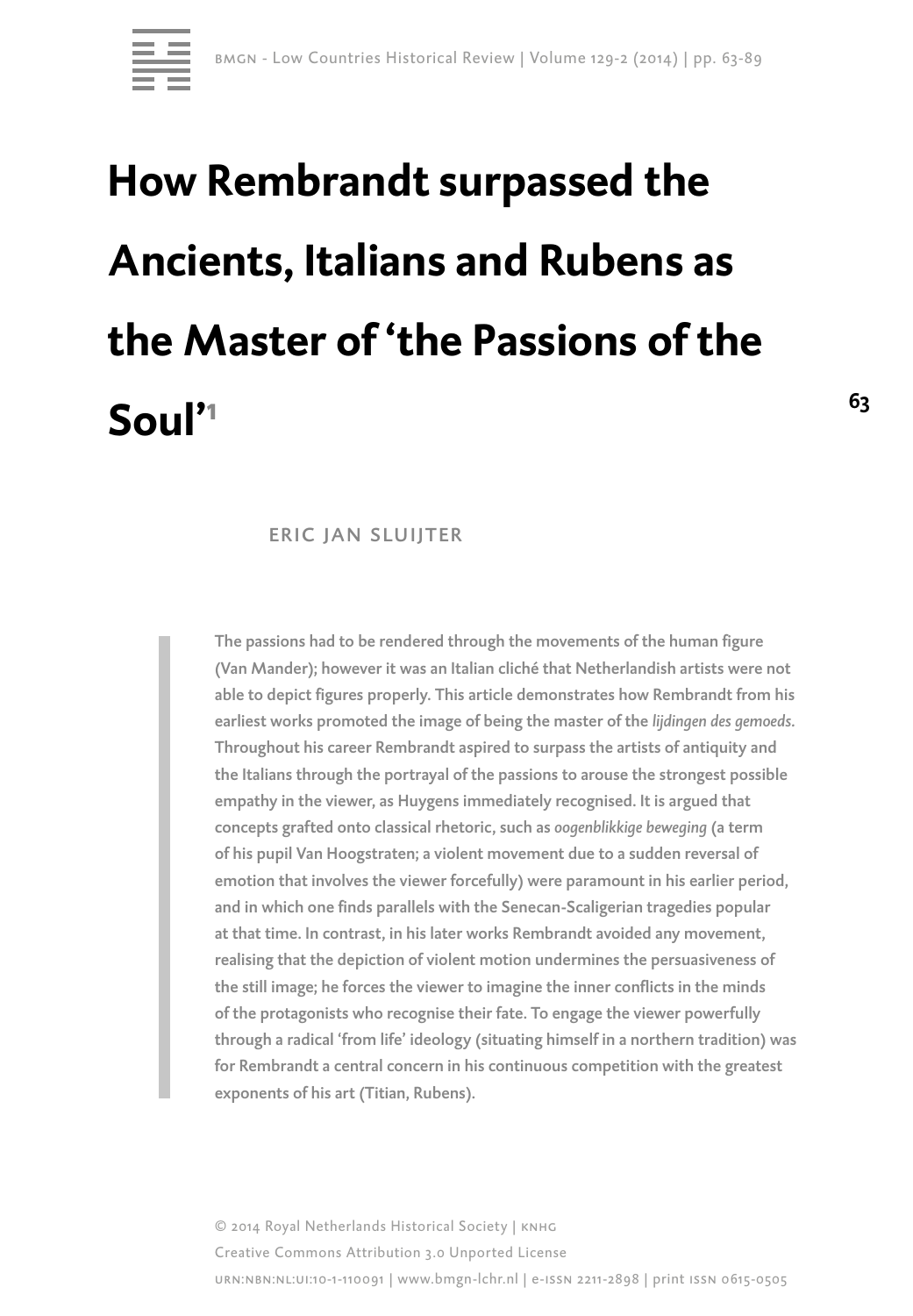# How Rembrandt surpassed the Ancients, Italians and Rubens as the Master of 'the Passions of the Soul'[1]

ERIC JAN SLUIJTER

The passions had to be rendered through the movements of the human figure (Van Mander); however it was an Italian cliché that Netherlandish artists were not able to depict figures properly. This article demonstrates how Rembrandt from his earliest works promoted the image of being the master of the *lijdingen des gemoeds*. Throughout his career Rembrandt aspired to surpass the artists of antiquity and the Italians through the portrayal of the passions to arouse the strongest possible empathy in the viewer, as Huygens immediately recognised. It is argued that concepts grafted onto classical rhetoric, such as *oogenblikkige beweging* (a term of his pupil Van Hoogstraten; a violent movement due to a sudden reversal of emotion that involves the viewer forcefully) were paramount in his earlier period, and in which one finds parallels with the Senecan-Scaligerian tragedies popular at that time. In contrast, in his later works Rembrandt avoided any movement, realising that the depiction of violent motion undermines the persuasiveness of the still image; he forces the viewer to imagine the inner conflicts in the minds of the protagonists who recognise their fate. To engage the viewer powerfully through a radical 'from life' ideology (situating himself in a northern tradition) was for Rembrandt a central concern in his continuous competition with the greatest exponents of his art (Titian, Rubens).

© 2014 Royal Netherlands Historical Society | KNHG
Creative Commons Attribution 3.0 Unported License
URN:NBN:NL:UI:10-1-110091 | www.bmgn-lchr.nl | E-ISSN 2211-2898 | print ISSN 0615-0505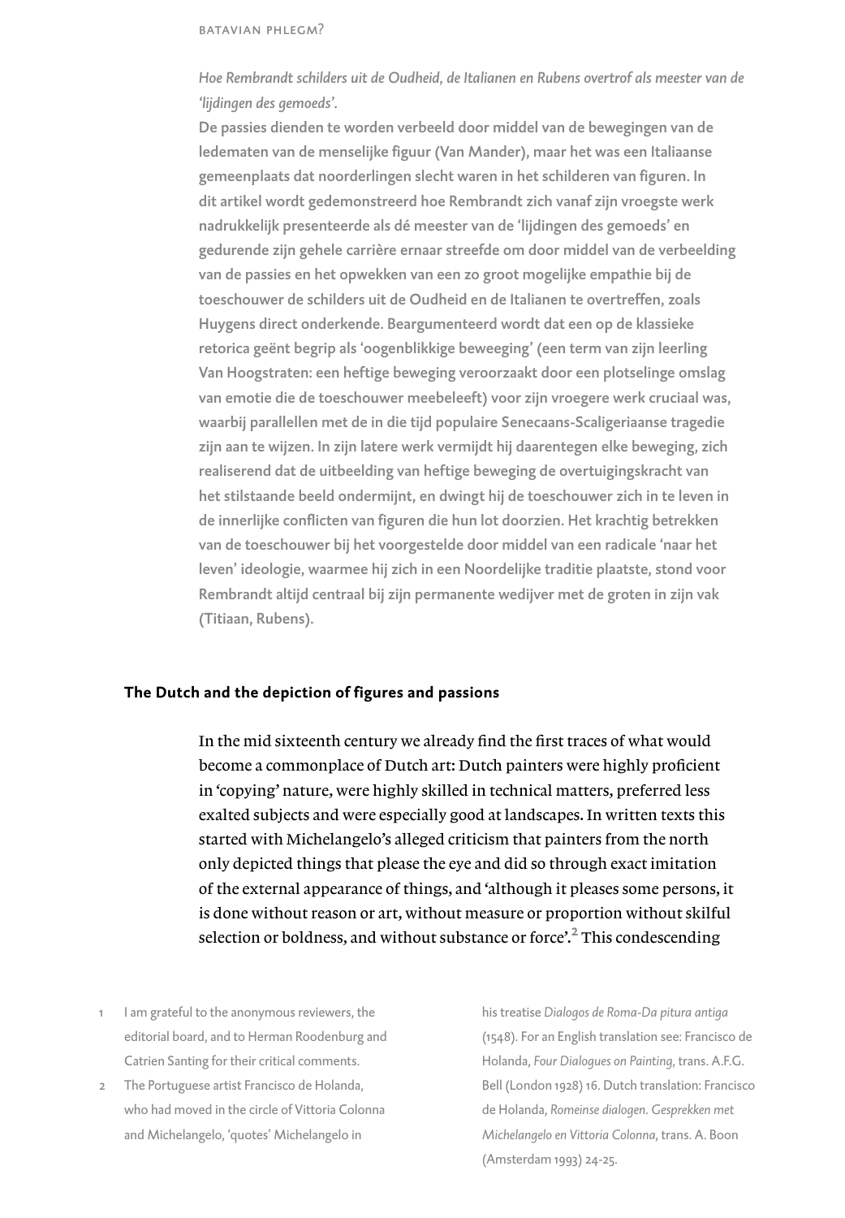*Hoe Rembrandt schilders uit de Oudheid, de Italianen en Rubens overtrof als meester van de 'lijdingen des gemoeds'.*

**De passies dienden te worden verbeeld door middel van de bewegingen van de ledematen van de menselijke figuur (Van Mander), maar het was een Italiaanse gemeenplaats dat noorderlingen slecht waren in het schilderen van figuren. In dit artikel wordt gedemonstreerd hoe Rembrandt zich vanaf zijn vroegste werk nadrukkelijk presenteerde als dé meester van de 'lijdingen des gemoeds' en gedurende zijn gehele carrière ernaar streefde om door middel van de verbeelding van de passies en het opwekken van een zo groot mogelijke empathie bij de toeschouwer de schilders uit de Oudheid en de Italianen te overtreffen, zoals Huygens direct onderkende. Beargumenteerd wordt dat een op de klassieke retorica geënt begrip als 'oogenblikkige beweeging' (een term van zijn leerling Van Hoogstraten: een heftige beweging veroorzaakt door een plotselinge omslag van emotie die de toeschouwer meebeleeft) voor zijn vroegere werk cruciaal was, waarbij parallellen met de in die tijd populaire Senecaans-Scaligeriaanse tragedie zijn aan te wijzen. In zijn latere werk vermijdt hij daarentegen elke beweging, zich realiserend dat de uitbeelding van heftige beweging de overtuigingskracht van het stilstaande beeld ondermijnt, en dwingt hij de toeschouwer zich in te leven in de innerlijke conflicten van figuren die hun lot doorzien. Het krachtig betrekken van de toeschouwer bij het voorgestelde door middel van een radicale 'naar het leven' ideologie, waarmee hij zich in een Noordelijke traditie plaatste, stond voor Rembrandt altijd centraal bij zijn permanente wedijver met de groten in zijn vak (Titiaan, Rubens).**

## The Dutch and the depiction of figures and passions

In the mid sixteenth century we already find the first traces of what would become a commonplace of Dutch art: Dutch painters were highly proficient in 'copying' nature, were highly skilled in technical matters, preferred less exalted subjects and were especially good at landscapes. In written texts this started with Michelangelo's alleged criticism that painters from the north only depicted things that please the eye and did so through exact imitation of the external appearance of things, and 'although it pleases some persons, it is done without reason or art, without measure or proportion without skilful selection or boldness, and without substance or force'.[2] This condescending

1 I am grateful to the anonymous reviewers, the editorial board, and to Herman Roodenburg and Catrien Santing for their critical comments.

2 The Portuguese artist Francisco de Holanda, who had moved in the circle of Vittoria Colonna and Michelangelo, 'quotes' Michelangelo in his treatise *Dialogos de Roma-Da pitura antiga* (1548). For an English translation see: Francisco de Holanda, *Four Dialogues on Painting*, trans. A.F.G. Bell (London 1928) 16. Dutch translation: Francisco de Holanda, *Romeinse dialogen. Gesprekken met Michelangelo en Vittoria Colonna*, trans. A. Boon (Amsterdam 1993) 24-25.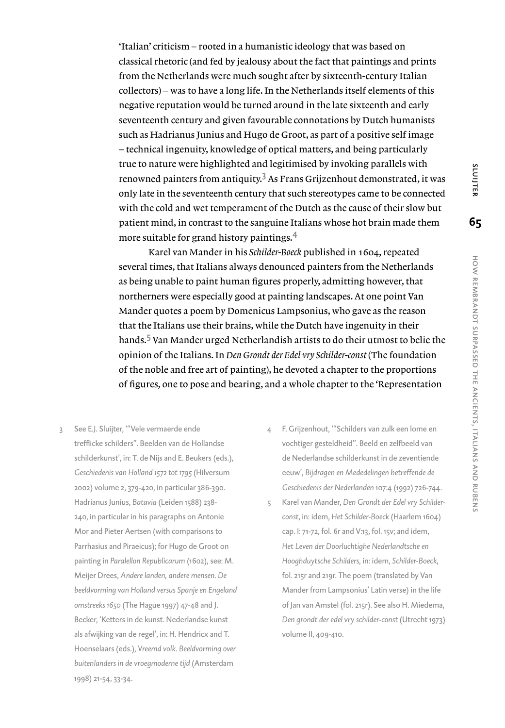'Italian' criticism – rooted in a humanistic ideology that was based on classical rhetoric (and fed by jealousy about the fact that paintings and prints from the Netherlands were much sought after by sixteenth-century Italian collectors) – was to have a long life. In the Netherlands itself elements of this negative reputation would be turned around in the late sixteenth and early seventeenth century and given favourable connotations by Dutch humanists such as Hadrianus Junius and Hugo de Groot, as part of a positive self image – technical ingenuity, knowledge of optical matters, and being particularly true to nature were highlighted and legitimised by invoking parallels with renowned painters from antiquity.[3] As Frans Grijzenhout demonstrated, it was only late in the seventeenth century that such stereotypes came to be connected with the cold and wet temperament of the Dutch as the cause of their slow but patient mind, in contrast to the sanguine Italians whose hot brain made them more suitable for grand history paintings.[4]

Karel van Mander in his *Schilder-Boeck* published in 1604, repeated several times, that Italians always denounced painters from the Netherlands as being unable to paint human figures properly, admitting however, that northerners were especially good at painting landscapes. At one point Van Mander quotes a poem by Domenicus Lampsonius, who gave as the reason that the Italians use their brains, while the Dutch have ingenuity in their hands.[5] Van Mander urged Netherlandish artists to do their utmost to belie the opinion of the Italians. In *Den Grondt der Edel vry Schilder-const* (The foundation of the noble and free art of painting), he devoted a chapter to the proportions of figures, one to pose and bearing, and a whole chapter to the 'Representation

3 See E.J. Sluijter, '"Vele vermaerde ende trefflicke schilders". Beelden van de Hollandse schilderkunst', in: T. de Nijs and E. Beukers (eds.), *Geschiedenis van Holland 1572 tot 1795* (Hilversum 2002) volume 2, 379-420, in particular 386-390. Hadrianus Junius, *Batavia* (Leiden 1588) 238-240, in particular in his paragraphs on Antonie Mor and Pieter Aertsen (with comparisons to Parrhasius and Piraeicus); for Hugo de Groot on painting in *Paralellon Republicarum* (1602), see: M. Meijer Drees, *Andere landen, andere mensen. De beeldvorming van Holland versus Spanje en Engeland omstreeks 1650* (The Hague 1997) 47-48 and J. Becker, 'Ketters in de kunst. Nederlandse kunst als afwijking van de regel', in: H. Hendricx and T. Hoenselaars (eds.), *Vreemd volk. Beeldvorming over buitenlanders in de vroegmoderne tijd* (Amsterdam 1998) 21-54, 33-34.

4 F. Grijzenhout, '"Schilders van zulk een lome en vochtiger gesteldheid". Beeld en zelfbeeld van de Nederlandse schilderkunst in de zeventiende eeuw', *Bijdragen en Mededelingen betreffende de Geschiedenis der Nederlanden* 107:4 (1992) 726-744.

5 Karel van Mander, *Den Grondt der Edel vry Schilder-const*, in: idem, *Het Schilder-Boeck* (Haarlem 1604) cap. I: 71-72, fol. 6r and V:13, fol. 15v; and idem, *Het Leven der Doorluchtighe Nederlandtsche en Hooghduytsche Schilders*, in: idem, *Schilder-Boeck*, fol. 215r and 219r. The poem (translated by Van Mander from Lampsonius' Latin verse) in the life of Jan van Amstel (fol. 215r). See also H. Miedema, *Den grondt der edel vry schilder-const* (Utrecht 1973) volume II, 409-410.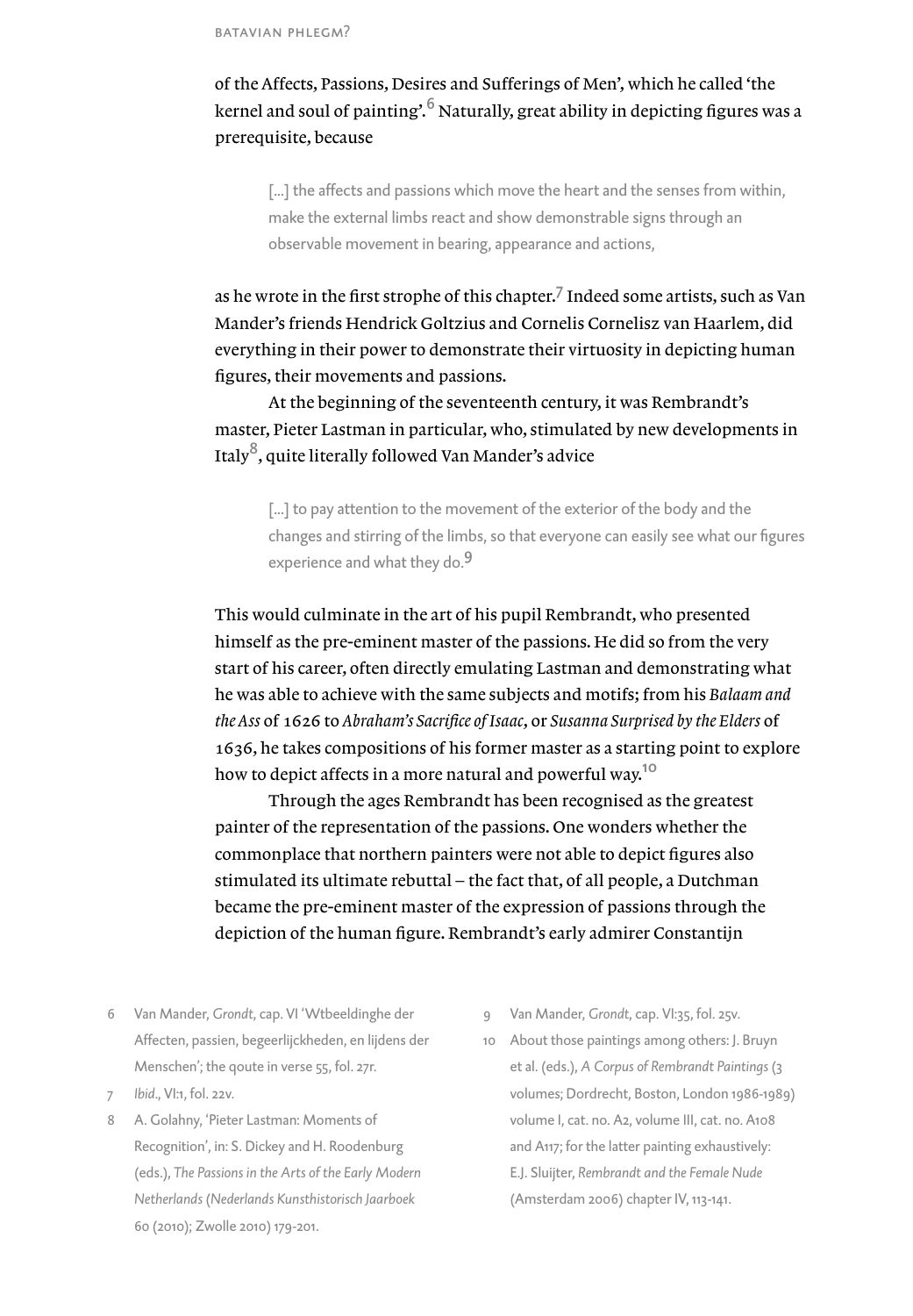of the Affects, Passions, Desires and Sufferings of Men', which he called 'the kernel and soul of painting'.[6] Naturally, great ability in depicting figures was a prerequisite, because

> [...] the affects and passions which move the heart and the senses from within, make the external limbs react and show demonstrable signs through an observable movement in bearing, appearance and actions,

as he wrote in the first strophe of this chapter.[7] Indeed some artists, such as Van Mander's friends Hendrick Goltzius and Cornelis Cornelisz van Haarlem, did everything in their power to demonstrate their virtuosity in depicting human figures, their movements and passions.

At the beginning of the seventeenth century, it was Rembrandt's master, Pieter Lastman in particular, who, stimulated by new developments in Italy[8], quite literally followed Van Mander's advice

> [...] to pay attention to the movement of the exterior of the body and the changes and stirring of the limbs, so that everyone can easily see what our figures experience and what they do.[9]

This would culminate in the art of his pupil Rembrandt, who presented himself as the pre-eminent master of the passions. He did so from the very start of his career, often directly emulating Lastman and demonstrating what he was able to achieve with the same subjects and motifs; from his *Balaam and the Ass* of 1626 to *Abraham's Sacrifice of Isaac*, or *Susanna Surprised by the Elders* of 1636, he takes compositions of his former master as a starting point to explore how to depict affects in a more natural and powerful way.[10]

Through the ages Rembrandt has been recognised as the greatest painter of the representation of the passions. One wonders whether the commonplace that northern painters were not able to depict figures also stimulated its ultimate rebuttal – the fact that, of all people, a Dutchman became the pre-eminent master of the expression of passions through the depiction of the human figure. Rembrandt's early admirer Constantijn

---

6 Van Mander, *Grondt*, cap. VI 'Wtbeeldinghe der Affecten, passien, begeerlijckheden, en lijdens der Menschen'; the qoute in verse 55, fol. 27r.

7 *Ibid*., VI:1, fol. 22v.

8 A. Golahny, 'Pieter Lastman: Moments of Recognition', in: S. Dickey and H. Roodenburg (eds.), *The Passions in the Arts of the Early Modern Netherlands* (*Nederlands Kunsthistorisch Jaarboek* 60 (2010); Zwolle 2010) 179-201.

9 Van Mander, *Grondt*, cap. VI:35, fol. 25v.

10 About those paintings among others: J. Bruyn et al. (eds.), *A Corpus of Rembrandt Paintings* (3 volumes; Dordrecht, Boston, London 1986-1989) volume I, cat. no. A2, volume III, cat. no. A108 and A117; for the latter painting exhaustively: E.J. Sluijter, *Rembrandt and the Female Nude* (Amsterdam 2006) chapter IV, 113-141.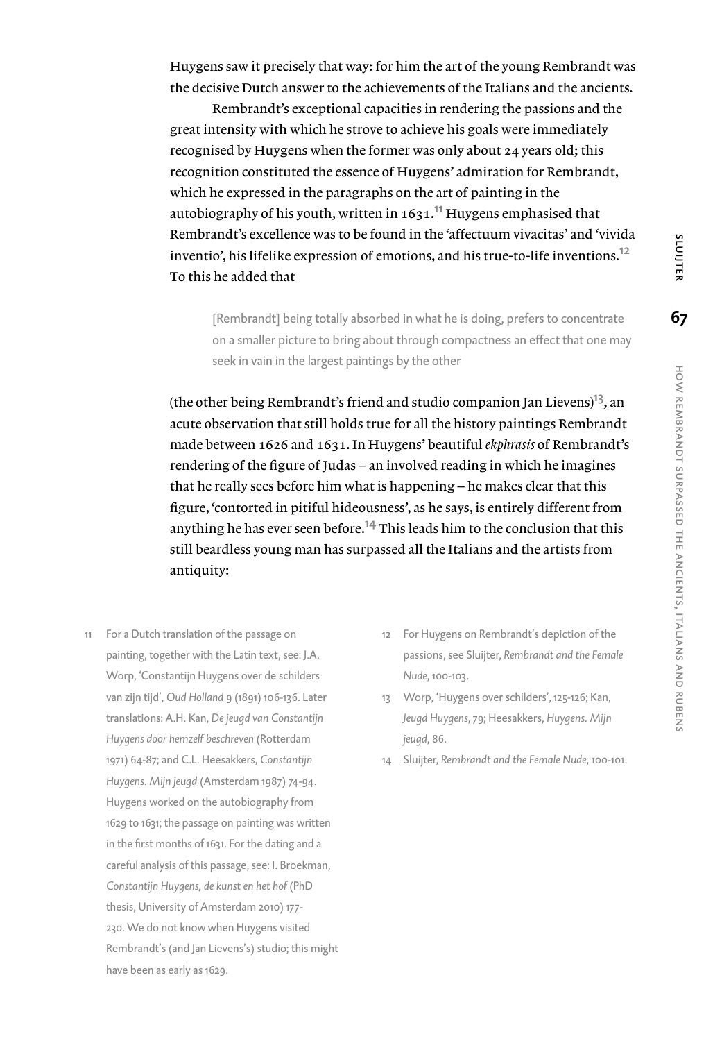Huygens saw it precisely that way: for him the art of the young Rembrandt was the decisive Dutch answer to the achievements of the Italians and the ancients.

Rembrandt's exceptional capacities in rendering the passions and the great intensity with which he strove to achieve his goals were immediately recognised by Huygens when the former was only about 24 years old; this recognition constituted the essence of Huygens' admiration for Rembrandt, which he expressed in the paragraphs on the art of painting in the autobiography of his youth, written in 1631.[11] Huygens emphasised that Rembrandt's excellence was to be found in the 'affectuum vivacitas' and 'vivida inventio', his lifelike expression of emotions, and his true-to-life inventions.[12] To this he added that

> [Rembrandt] being totally absorbed in what he is doing, prefers to concentrate on a smaller picture to bring about through compactness an effect that one may seek in vain in the largest paintings by the other

(the other being Rembrandt's friend and studio companion Jan Lievens)[13], an acute observation that still holds true for all the history paintings Rembrandt made between 1626 and 1631. In Huygens' beautiful *ekphrasis* of Rembrandt's rendering of the figure of Judas – an involved reading in which he imagines that he really sees before him what is happening – he makes clear that this figure, 'contorted in pitiful hideousness', as he says, is entirely different from anything he has ever seen before.[14] This leads him to the conclusion that this still beardless young man has surpassed all the Italians and the artists from antiquity:

---

11 For a Dutch translation of the passage on painting, together with the Latin text, see: J.A. Worp, 'Constantijn Huygens over de schilders van zijn tijd', *Oud Holland* 9 (1891) 106-136. Later translations: A.H. Kan, *De jeugd van Constantijn Huygens door hemzelf beschreven* (Rotterdam 1971) 64-87; and C.L. Heesakkers, *Constantijn Huygens. Mijn jeugd* (Amsterdam 1987) 74-94. Huygens worked on the autobiography from 1629 to 1631; the passage on painting was written in the first months of 1631. For the dating and a careful analysis of this passage, see: I. Broekman, *Constantijn Huygens, de kunst en het hof* (PhD thesis, University of Amsterdam 2010) 177-230. We do not know when Huygens visited Rembrandt's (and Jan Lievens's) studio; this might have been as early as 1629.

12 For Huygens on Rembrandt's depiction of the passions, see Sluijter, *Rembrandt and the Female Nude*, 100-103.

13 Worp, 'Huygens over schilders', 125-126; Kan, *Jeugd Huygens*, 79; Heesakkers, *Huygens. Mijn jeugd*, 86.

14 Sluijter, *Rembrandt and the Female Nude*, 100-101.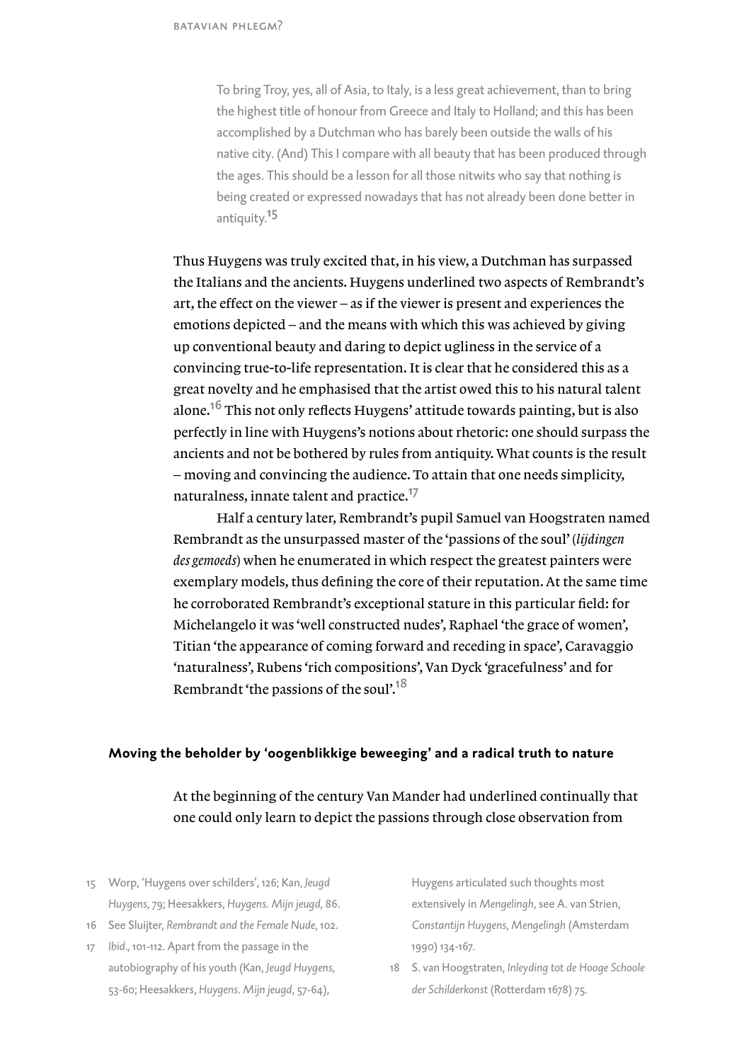> To bring Troy, yes, all of Asia, to Italy, is a less great achievement, than to bring the highest title of honour from Greece and Italy to Holland; and this has been accomplished by a Dutchman who has barely been outside the walls of his native city. (And) This I compare with all beauty that has been produced through the ages. This should be a lesson for all those nitwits who say that nothing is being created or expressed nowadays that has not already been done better in antiquity.[15]

Thus Huygens was truly excited that, in his view, a Dutchman has surpassed the Italians and the ancients. Huygens underlined two aspects of Rembrandt's art, the effect on the viewer – as if the viewer is present and experiences the emotions depicted – and the means with which this was achieved by giving up conventional beauty and daring to depict ugliness in the service of a convincing true-to-life representation. It is clear that he considered this as a great novelty and he emphasised that the artist owed this to his natural talent alone.[16] This not only reflects Huygens' attitude towards painting, but is also perfectly in line with Huygens's notions about rhetoric: one should surpass the ancients and not be bothered by rules from antiquity. What counts is the result – moving and convincing the audience. To attain that one needs simplicity, naturalness, innate talent and practice.[17]

Half a century later, Rembrandt's pupil Samuel van Hoogstraten named Rembrandt as the unsurpassed master of the 'passions of the soul' (*lijdingen des gemoeds*) when he enumerated in which respect the greatest painters were exemplary models, thus defining the core of their reputation. At the same time he corroborated Rembrandt's exceptional stature in this particular field: for Michelangelo it was 'well constructed nudes', Raphael 'the grace of women', Titian 'the appearance of coming forward and receding in space', Caravaggio 'naturalness', Rubens 'rich compositions', Van Dyck 'gracefulness' and for Rembrandt 'the passions of the soul'.[18]

## Moving the beholder by 'oogenblikkige beweeging' and a radical truth to nature

At the beginning of the century Van Mander had underlined continually that one could only learn to depict the passions through close observation from

15 Worp, 'Huygens over schilders', 126; Kan, *Jeugd Huygens*, 79; Heesakkers, *Huygens. Mijn jeugd*, 86.

16 See Sluijter, *Rembrandt and the Female Nude*, 102.

17 *Ibid*., 101-112. Apart from the passage in the autobiography of his youth (Kan, *Jeugd Huygens*, 53-60; Heesakkers, *Huygens. Mijn jeugd*, 57-64), Huygens articulated such thoughts most extensively in *Mengelingh*, see A. van Strien, *Constantijn Huygens, Mengelingh* (Amsterdam 1990) 134-167.

18 S. van Hoogstraten, *Inleyding tot de Hooge Schoole der Schilderkonst* (Rotterdam 1678) 75.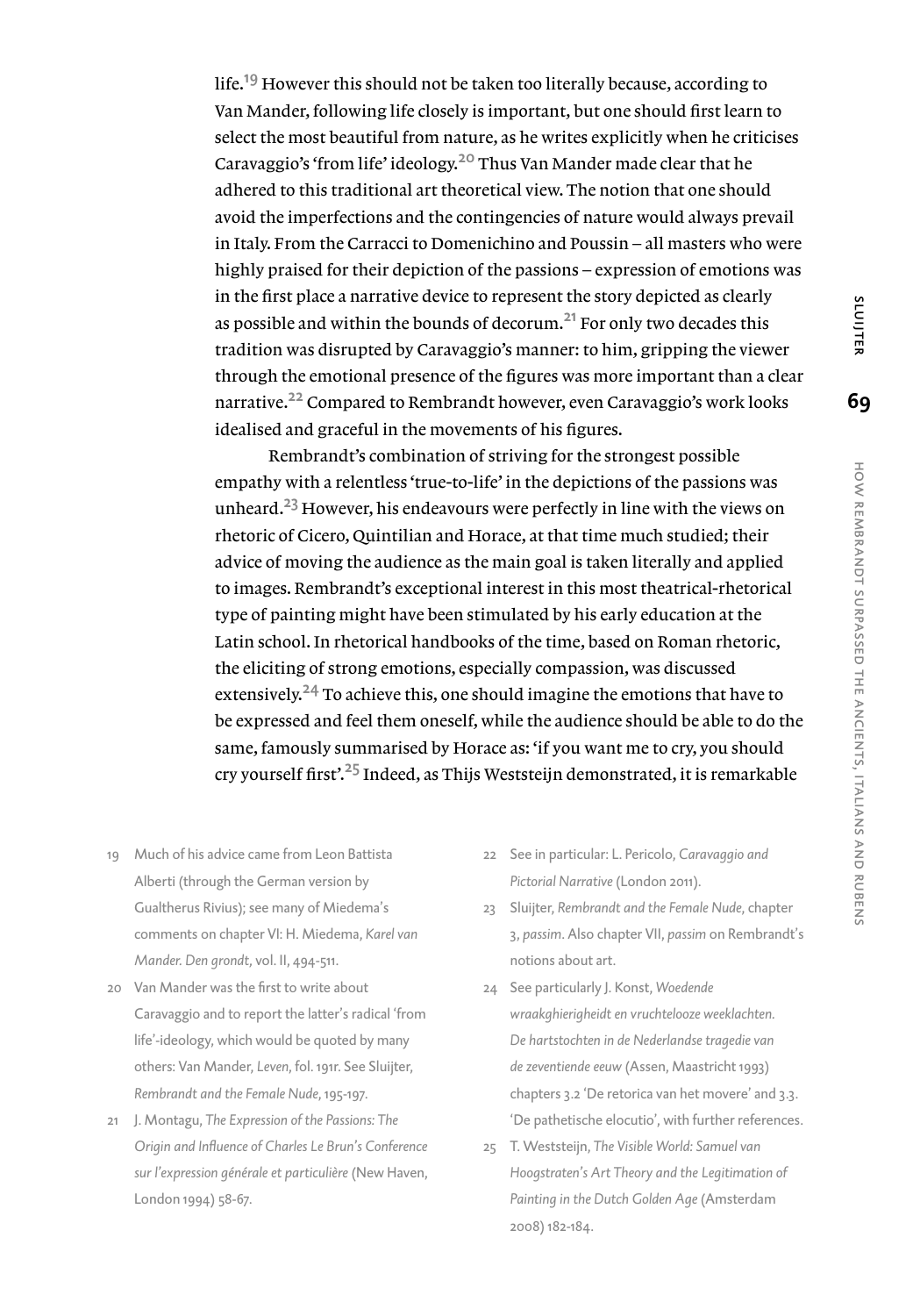life.[19] However this should not be taken too literally because, according to Van Mander, following life closely is important, but one should first learn to select the most beautiful from nature, as he writes explicitly when he criticises Caravaggio's 'from life' ideology.[20] Thus Van Mander made clear that he adhered to this traditional art theoretical view. The notion that one should avoid the imperfections and the contingencies of nature would always prevail in Italy. From the Carracci to Domenichino and Poussin – all masters who were highly praised for their depiction of the passions – expression of emotions was in the first place a narrative device to represent the story depicted as clearly as possible and within the bounds of decorum.[21] For only two decades this tradition was disrupted by Caravaggio's manner: to him, gripping the viewer through the emotional presence of the figures was more important than a clear narrative.[22] Compared to Rembrandt however, even Caravaggio's work looks idealised and graceful in the movements of his figures.

Rembrandt's combination of striving for the strongest possible empathy with a relentless 'true-to-life' in the depictions of the passions was unheard.[23] However, his endeavours were perfectly in line with the views on rhetoric of Cicero, Quintilian and Horace, at that time much studied; their advice of moving the audience as the main goal is taken literally and applied to images. Rembrandt's exceptional interest in this most theatrical-rhetorical type of painting might have been stimulated by his early education at the Latin school. In rhetorical handbooks of the time, based on Roman rhetoric, the eliciting of strong emotions, especially compassion, was discussed extensively.[24] To achieve this, one should imagine the emotions that have to be expressed and feel them oneself, while the audience should be able to do the same, famously summarised by Horace as: 'if you want me to cry, you should cry yourself first'.[25] Indeed, as Thijs Weststeijn demonstrated, it is remarkable

19 Much of his advice came from Leon Battista Alberti (through the German version by Gualtherus Rivius); see many of Miedema's comments on chapter VI: H. Miedema, *Karel van Mander. Den grondt*, vol. II, 494-511.

20 Van Mander was the first to write about Caravaggio and to report the latter's radical 'from life'-ideology, which would be quoted by many others: Van Mander, *Leven*, fol. 191r. See Sluijter, *Rembrandt and the Female Nude*, 195-197.

21 J. Montagu, *The Expression of the Passions: The Origin and Influence of Charles Le Brun's Conference sur l'expression générale et particulière* (New Haven, London 1994) 58-67.

22 See in particular: L. Pericolo, *Caravaggio and Pictorial Narrative* (London 2011).

23 Sluijter, *Rembrandt and the Female Nude*, chapter 3, *passim*. Also chapter VII, *passim* on Rembrandt's notions about art.

24 See particularly J. Konst, *Woedende wraakghierigheidt en vruchtelooze weeklachten. De hartstochten in de Nederlandse tragedie van de zeventiende eeuw* (Assen, Maastricht 1993) chapters 3.2 'De retorica van het movere' and 3.3. 'De pathetische elocutio', with further references.

25 T. Weststeijn, *The Visible World: Samuel van Hoogstraten's Art Theory and the Legitimation of Painting in the Dutch Golden Age* (Amsterdam 2008) 182-184.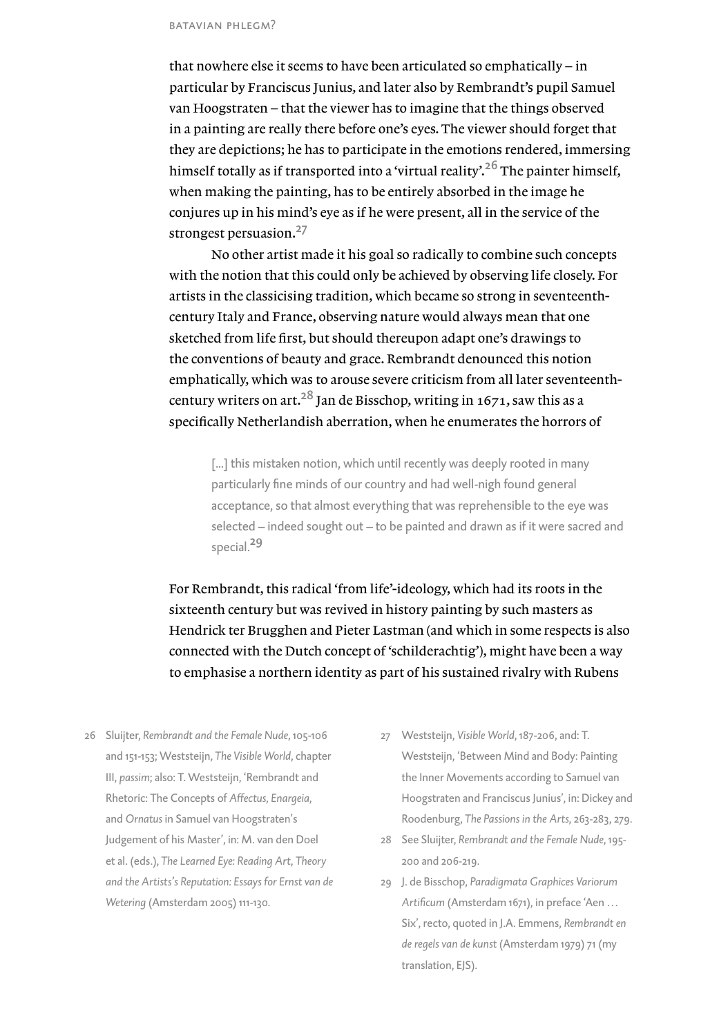that nowhere else it seems to have been articulated so emphatically – in particular by Franciscus Junius, and later also by Rembrandt's pupil Samuel van Hoogstraten – that the viewer has to imagine that the things observed in a painting are really there before one's eyes. The viewer should forget that they are depictions; he has to participate in the emotions rendered, immersing himself totally as if transported into a 'virtual reality'.[26] The painter himself, when making the painting, has to be entirely absorbed in the image he conjures up in his mind's eye as if he were present, all in the service of the strongest persuasion.[27]

No other artist made it his goal so radically to combine such concepts with the notion that this could only be achieved by observing life closely. For artists in the classicising tradition, which became so strong in seventeenth-century Italy and France, observing nature would always mean that one sketched from life first, but should thereupon adapt one's drawings to the conventions of beauty and grace. Rembrandt denounced this notion emphatically, which was to arouse severe criticism from all later seventeenth-century writers on art.[28] Jan de Bisschop, writing in 1671, saw this as a specifically Netherlandish aberration, when he enumerates the horrors of

> [...] this mistaken notion, which until recently was deeply rooted in many particularly fine minds of our country and had well-nigh found general acceptance, so that almost everything that was reprehensible to the eye was selected – indeed sought out – to be painted and drawn as if it were sacred and special.[29]

For Rembrandt, this radical 'from life'-ideology, which had its roots in the sixteenth century but was revived in history painting by such masters as Hendrick ter Brugghen and Pieter Lastman (and which in some respects is also connected with the Dutch concept of 'schilderachtig'), might have been a way to emphasise a northern identity as part of his sustained rivalry with Rubens

26 Sluijter, *Rembrandt and the Female Nude*, 105-106 and 151-153; Weststeijn, *The Visible World*, chapter III, *passim*; also: T. Weststeijn, 'Rembrandt and Rhetoric: The Concepts of *Affectus*, *Enargeia*, and *Ornatus* in Samuel van Hoogstraten's Judgement of his Master', in: M. van den Doel et al. (eds.), *The Learned Eye: Reading Art, Theory and the Artists's Reputation: Essays for Ernst van de Wetering* (Amsterdam 2005) 111-130.

27 Weststeijn, *Visible World*, 187-206, and: T. Weststeijn, 'Between Mind and Body: Painting the Inner Movements according to Samuel van Hoogstraten and Franciscus Junius', in: Dickey and Roodenburg, *The Passions in the Arts*, 263-283, 279.

28 See Sluijter, *Rembrandt and the Female Nude*, 195-200 and 206-219.

29 J. de Bisschop, *Paradigmata Graphices Variorum Artificum* (Amsterdam 1671), in preface 'Aen … Six', recto, quoted in J.A. Emmens, *Rembrandt en de regels van de kunst* (Amsterdam 1979) 71 (my translation, EJS).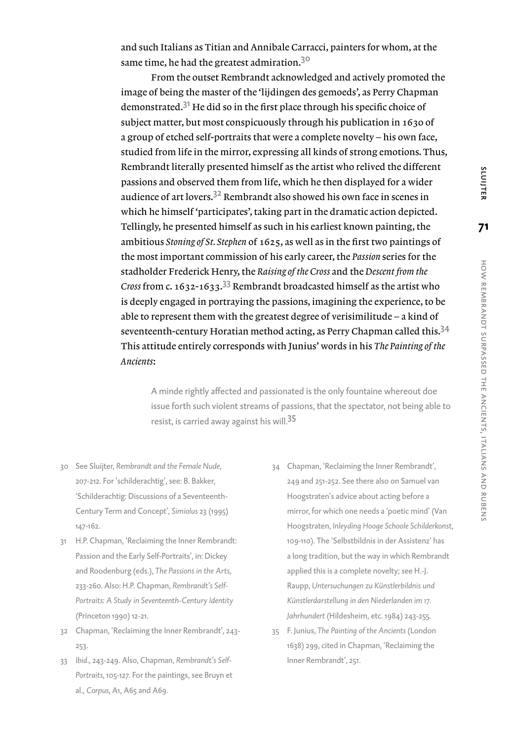and such Italians as Titian and Annibale Carracci, painters for whom, at the same time, he had the greatest admiration.[30]

From the outset Rembrandt acknowledged and actively promoted the image of being the master of the 'lijdingen des gemoeds', as Perry Chapman demonstrated.[31] He did so in the first place through his specific choice of subject matter, but most conspicuously through his publication in 1630 of a group of etched self-portraits that were a complete novelty – his own face, studied from life in the mirror, expressing all kinds of strong emotions. Thus, Rembrandt literally presented himself as the artist who relived the different passions and observed them from life, which he then displayed for a wider audience of art lovers.[32] Rembrandt also showed his own face in scenes in which he himself 'participates', taking part in the dramatic action depicted. Tellingly, he presented himself as such in his earliest known painting, the ambitious *Stoning of St. Stephen* of 1625, as well as in the first two paintings of the most important commission of his early career, the *Passion* series for the stadholder Frederick Henry, the *Raising of the Cross* and the *Descent from the Cross* from c. 1632-1633.[33] Rembrandt broadcasted himself as the artist who is deeply engaged in portraying the passions, imagining the experience, to be able to represent them with the greatest degree of verisimilitude – a kind of seventeenth-century Horatian method acting, as Perry Chapman called this.[34] This attitude entirely corresponds with Junius' words in his *The Painting of the Ancients*:

> A minde rightly affected and passionated is the only fountaine whereout doe issue forth such violent streams of passions, that the spectator, not being able to resist, is carried away against his will.[35]

30 See Sluijter, *Rembrandt and the Female Nude*, 207-212. For 'schilderachtig', see: B. Bakker, 'Schilderachtig: Discussions of a Seventeenth-Century Term and Concept', *Simiolus* 23 (1995) 147-162.

31 H.P. Chapman, 'Reclaiming the Inner Rembrandt: Passion and the Early Self-Portraits', in: Dickey and Roodenburg (eds.), *The Passions in the Arts*, 233-260. Also: H.P. Chapman, *Rembrandt's Self-Portraits: A Study in Seventeenth-Century Identity* (Princeton 1990) 12-21.

32 Chapman, 'Reclaiming the Inner Rembrandt', 243-253.

33 *Ibid*., 243-249. Also, Chapman, *Rembrandt's Self-Portraits*, 105-127. For the paintings, see Bruyn et al., *Corpus*, A1, A65 and A69.

34 Chapman, 'Reclaiming the Inner Rembrandt', 249 and 251-252. See there also on Samuel van Hoogstraten's advice about acting before a mirror, for which one needs a 'poetic mind' (Van Hoogstraten, *Inleyding Hooge Schoole Schilderkonst*, 109-110). The 'Selbstbildnis in der Assistenz' has a long tradition, but the way in which Rembrandt applied this is a complete novelty; see H.-J. Raupp, *Untersuchungen zu Künstlerbildnis und Künstlerdarstellung in den Niederlanden im 17. Jahrhundert* (Hildesheim, etc. 1984) 243-255.

35 F. Junius, *The Painting of the Ancients* (London 1638) 299, cited in Chapman, 'Reclaiming the Inner Rembrandt', 251.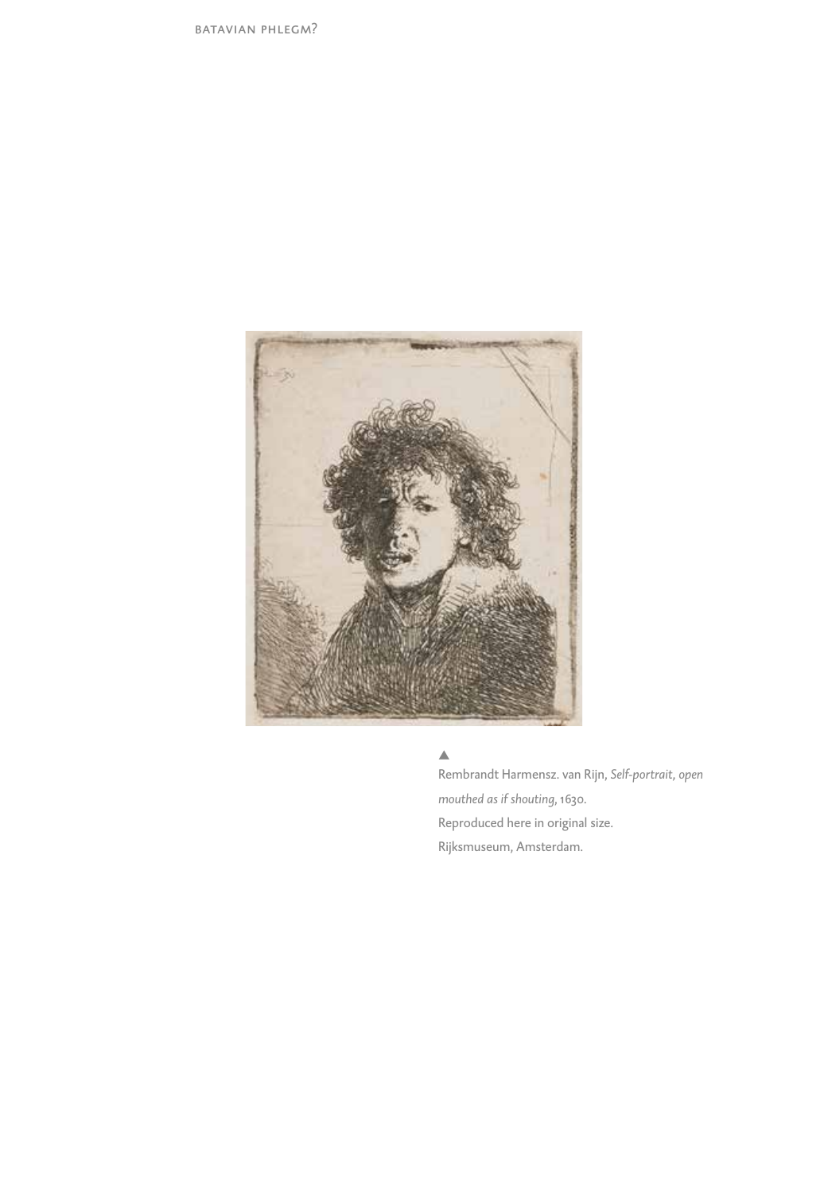▲
Rembrandt Harmensz. van Rijn, *Self-portrait, open mouthed as if shouting*, 1630.
Reproduced here in original size.
Rijksmuseum, Amsterdam.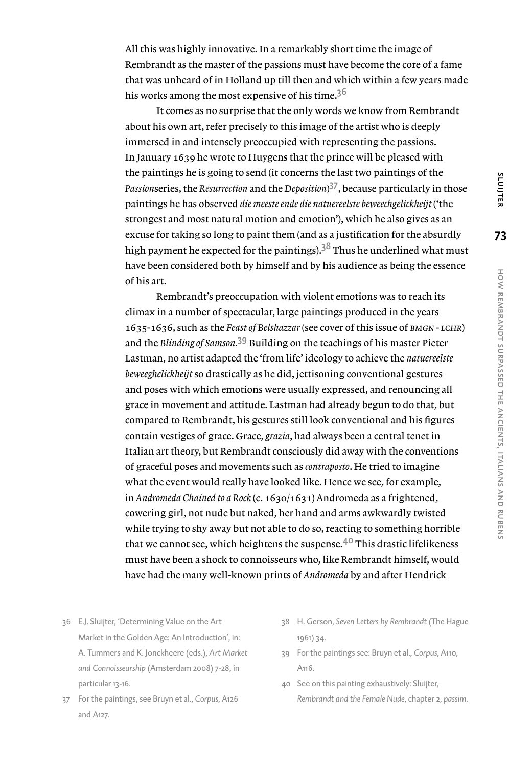All this was highly innovative. In a remarkably short time the image of Rembrandt as the master of the passions must have become the core of a fame that was unheard of in Holland up till then and which within a few years made his works among the most expensive of his time.[36]

It comes as no surprise that the only words we know from Rembrandt about his own art, refer precisely to this image of the artist who is deeply immersed in and intensely preoccupied with representing the passions. In January 1639 he wrote to Huygens that the prince will be pleased with the paintings he is going to send (it concerns the last two paintings of the *Passion*series, the *Resurrection* and the *Deposition*)[37], because particularly in those paintings he has observed *die meeste ende die natuereelste beweechgelickheijt* ('the strongest and most natural motion and emotion'), which he also gives as an excuse for taking so long to paint them (and as a justification for the absurdly high payment he expected for the paintings).[38] Thus he underlined what must have been considered both by himself and by his audience as being the essence of his art.

Rembrandt's preoccupation with violent emotions was to reach its climax in a number of spectacular, large paintings produced in the years 1635-1636, such as the *Feast of Belshazzar* (see cover of this issue of *BMGN - LCHR*) and the *Blinding of Samson*.[39] Building on the teachings of his master Pieter Lastman, no artist adapted the 'from life' ideology to achieve the *natuereelste beweeghelickheijt* so drastically as he did, jettisoning conventional gestures and poses with which emotions were usually expressed, and renouncing all grace in movement and attitude. Lastman had already begun to do that, but compared to Rembrandt, his gestures still look conventional and his figures contain vestiges of grace. Grace, *grazia*, had always been a central tenet in Italian art theory, but Rembrandt consciously did away with the conventions of graceful poses and movements such as *contraposto*. He tried to imagine what the event would really have looked like. Hence we see, for example, in *Andromeda Chained to a Rock* (c. 1630/1631) Andromeda as a frightened, cowering girl, not nude but naked, her hand and arms awkwardly twisted while trying to shy away but not able to do so, reacting to something horrible that we cannot see, which heightens the suspense.[40] This drastic lifelikeness must have been a shock to connoisseurs who, like Rembrandt himself, would have had the many well-known prints of *Andromeda* by and after Hendrick

36 E.J. Sluijter, 'Determining Value on the Art Market in the Golden Age: An Introduction', in: A. Tummers and K. Jonckheere (eds.), *Art Market and Connoisseurship* (Amsterdam 2008) 7-28, in particular 13-16.

37 For the paintings, see Bruyn et al., *Corpus*, A126 and A127.

38 H. Gerson, *Seven Letters by Rembrandt* (The Hague 1961) 34.

39 For the paintings see: Bruyn et al., *Corpus*, A110, A116.

40 See on this painting exhaustively: Sluijter, *Rembrandt and the Female Nude*, chapter 2, *passim*.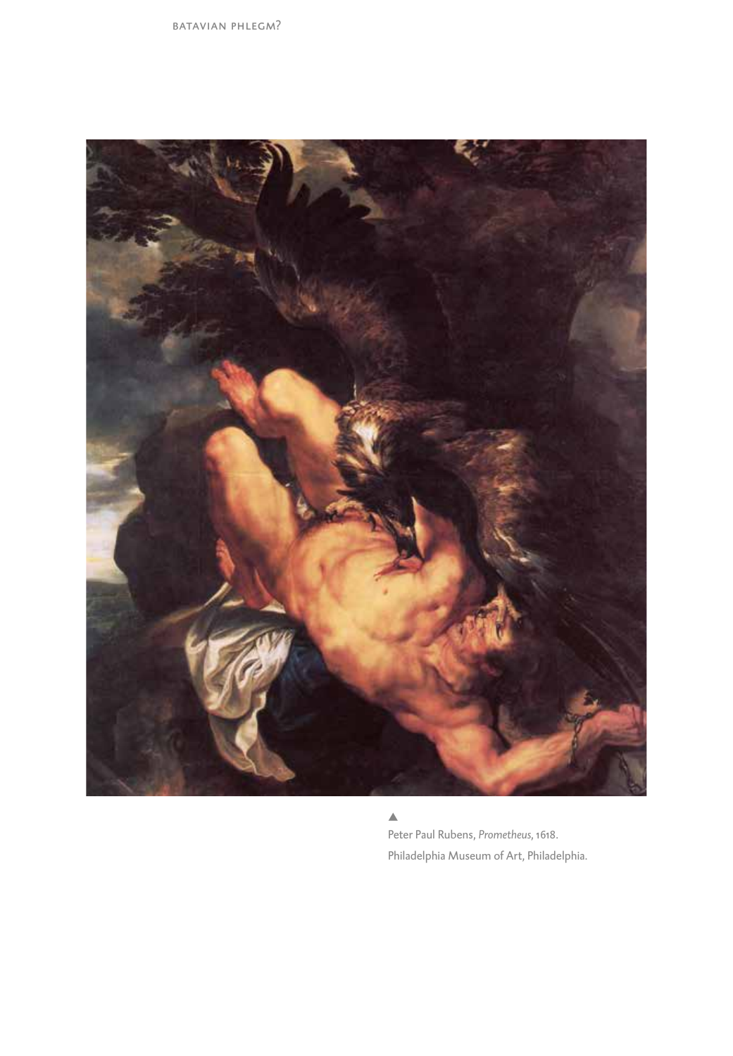▲

Peter Paul Rubens, *Prometheus*, 1618.

Philadelphia Museum of Art, Philadelphia.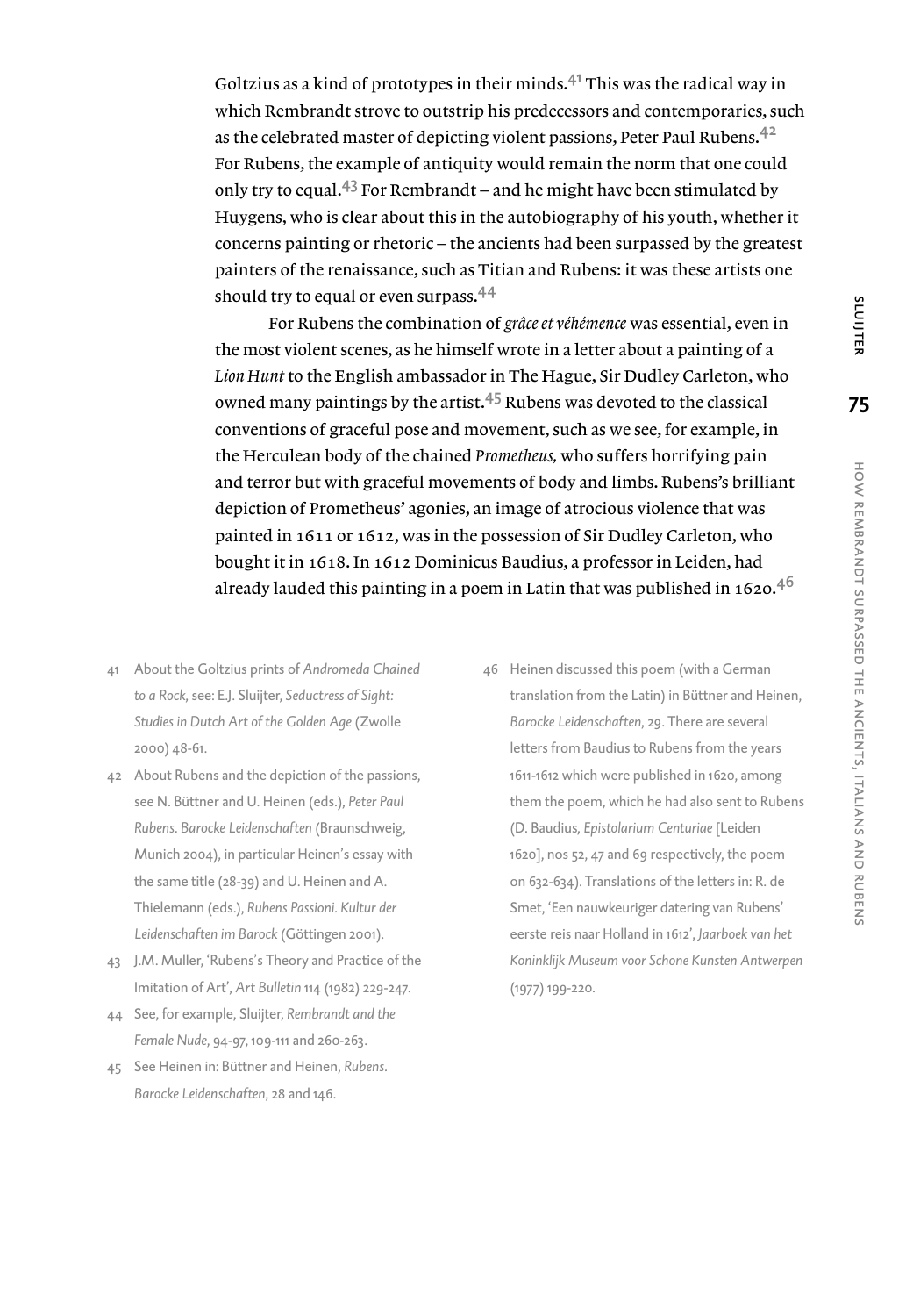Goltzius as a kind of prototypes in their minds.[41] This was the radical way in which Rembrandt strove to outstrip his predecessors and contemporaries, such as the celebrated master of depicting violent passions, Peter Paul Rubens.[42] For Rubens, the example of antiquity would remain the norm that one could only try to equal.[43] For Rembrandt – and he might have been stimulated by Huygens, who is clear about this in the autobiography of his youth, whether it concerns painting or rhetoric – the ancients had been surpassed by the greatest painters of the renaissance, such as Titian and Rubens: it was these artists one should try to equal or even surpass.[44]

For Rubens the combination of *grâce et véhémence* was essential, even in the most violent scenes, as he himself wrote in a letter about a painting of a *Lion Hunt* to the English ambassador in The Hague, Sir Dudley Carleton, who owned many paintings by the artist.[45] Rubens was devoted to the classical conventions of graceful pose and movement, such as we see, for example, in the Herculean body of the chained *Prometheus,* who suffers horrifying pain and terror but with graceful movements of body and limbs. Rubens's brilliant depiction of Prometheus' agonies, an image of atrocious violence that was painted in 1611 or 1612, was in the possession of Sir Dudley Carleton, who bought it in 1618. In 1612 Dominicus Baudius, a professor in Leiden, had already lauded this painting in a poem in Latin that was published in 1620.[46]

41 About the Goltzius prints of *Andromeda Chained to a Rock*, see: E.J. Sluijter, *Seductress of Sight: Studies in Dutch Art of the Golden Age* (Zwolle 2000) 48-61.

42 About Rubens and the depiction of the passions, see N. Büttner and U. Heinen (eds.), *Peter Paul Rubens. Barocke Leidenschaften* (Braunschweig, Munich 2004), in particular Heinen's essay with the same title (28-39) and U. Heinen and A. Thielemann (eds.), *Rubens Passioni. Kultur der Leidenschaften im Barock* (Göttingen 2001).

43 J.M. Muller, 'Rubens's Theory and Practice of the Imitation of Art', *Art Bulletin* 114 (1982) 229-247.

44 See, for example, Sluijter, *Rembrandt and the Female Nude*, 94-97, 109-111 and 260-263.

45 See Heinen in: Büttner and Heinen, *Rubens. Barocke Leidenschaften*, 28 and 146.

46 Heinen discussed this poem (with a German translation from the Latin) in Büttner and Heinen, *Barocke Leidenschaften*, 29. There are several letters from Baudius to Rubens from the years 1611-1612 which were published in 1620, among them the poem, which he had also sent to Rubens (D. Baudius, *Epistolarium Centuriae* [Leiden 1620], nos 52, 47 and 69 respectively, the poem on 632-634). Translations of the letters in: R. de Smet, 'Een nauwkeuriger datering van Rubens' eerste reis naar Holland in 1612', *Jaarboek van het Koninklijk Museum voor Schone Kunsten Antwerpen* (1977) 199-220.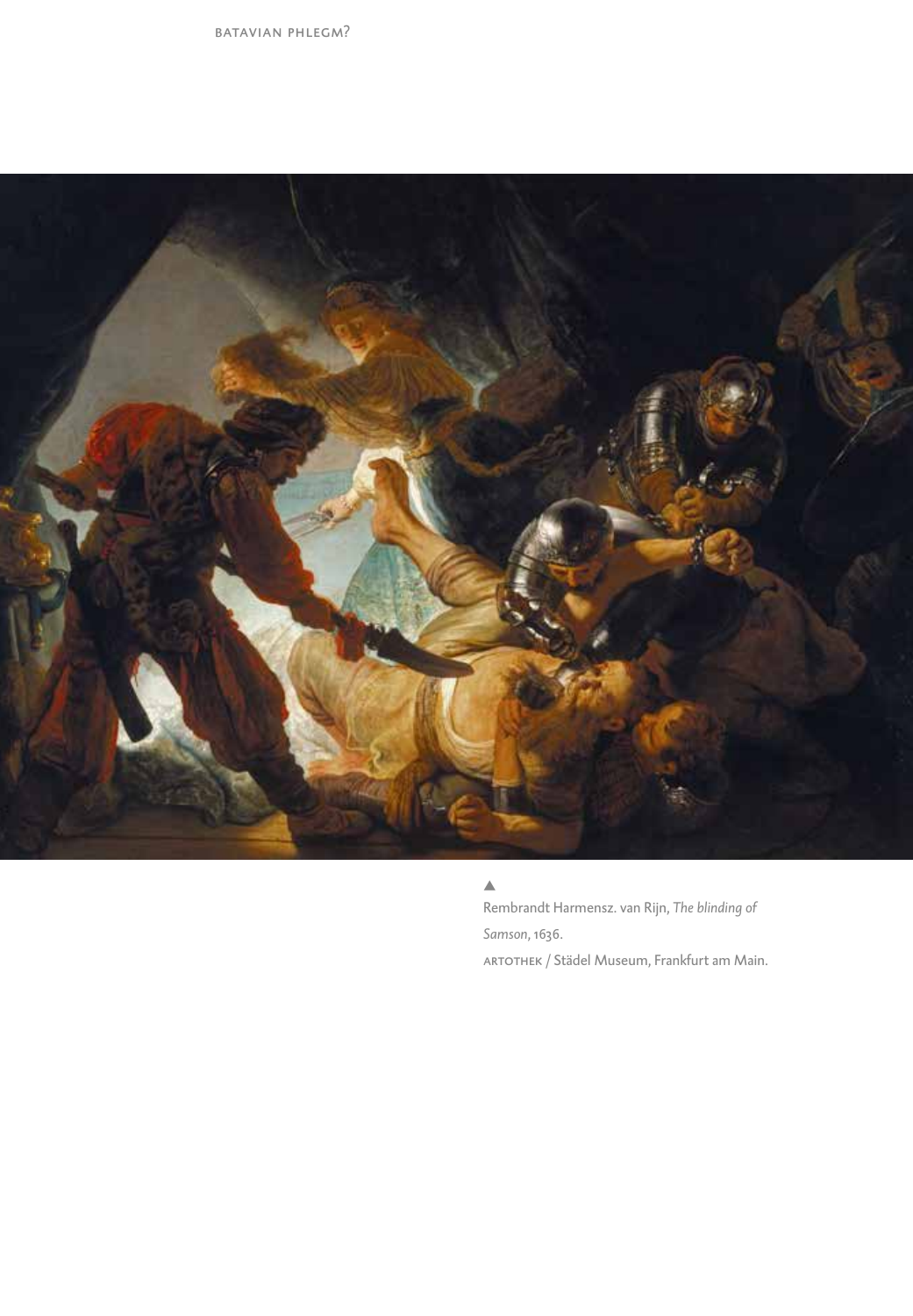▲

Rembrandt Harmensz. van Rijn, *The blinding of Samson*, 1636.

ARTOTHEK / Städel Museum, Frankfurt am Main.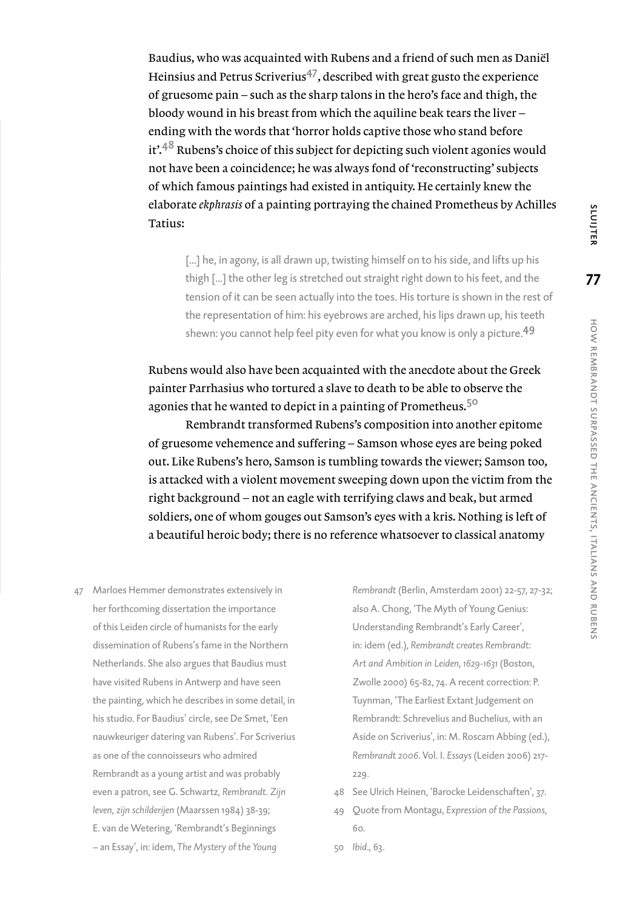Baudius, who was acquainted with Rubens and a friend of such men as Daniël Heinsius and Petrus Scriverius[47], described with great gusto the experience of gruesome pain – such as the sharp talons in the hero's face and thigh, the bloody wound in his breast from which the aquiline beak tears the liver – ending with the words that 'horror holds captive those who stand before it'.[48] Rubens's choice of this subject for depicting such violent agonies would not have been a coincidence; he was always fond of 'reconstructing' subjects of which famous paintings had existed in antiquity. He certainly knew the elaborate *ekphrasis* of a painting portraying the chained Prometheus by Achilles Tatius:

> [...] he, in agony, is all drawn up, twisting himself on to his side, and lifts up his thigh [...] the other leg is stretched out straight right down to his feet, and the tension of it can be seen actually into the toes. His torture is shown in the rest of the representation of him: his eyebrows are arched, his lips drawn up, his teeth shewn: you cannot help feel pity even for what you know is only a picture.[49]

Rubens would also have been acquainted with the anecdote about the Greek painter Parrhasius who tortured a slave to death to be able to observe the agonies that he wanted to depict in a painting of Prometheus.[50]

Rembrandt transformed Rubens's composition into another epitome of gruesome vehemence and suffering – Samson whose eyes are being poked out. Like Rubens's hero, Samson is tumbling towards the viewer; Samson too, is attacked with a violent movement sweeping down upon the victim from the right background – not an eagle with terrifying claws and beak, but armed soldiers, one of whom gouges out Samson's eyes with a kris. Nothing is left of a beautiful heroic body; there is no reference whatsoever to classical anatomy

47 Marloes Hemmer demonstrates extensively in her forthcoming dissertation the importance of this Leiden circle of humanists for the early dissemination of Rubens's fame in the Northern Netherlands. She also argues that Baudius must have visited Rubens in Antwerp and have seen the painting, which he describes in some detail, in his studio. For Baudius' circle, see De Smet, 'Een nauwkeuriger datering van Rubens'. For Scriverius as one of the connoisseurs who admired Rembrandt as a young artist and was probably even a patron, see G. Schwartz, *Rembrandt. Zijn leven, zijn schilderijen* (Maarssen 1984) 38-39; E. van de Wetering, 'Rembrandt's Beginnings – an Essay', in: idem, *The Mystery of the Young Rembrandt* (Berlin, Amsterdam 2001) 22-57, 27-32; also A. Chong, 'The Myth of Young Genius: Understanding Rembrandt's Early Career', in: idem (ed.), *Rembrandt creates Rembrandt: Art and Ambition in Leiden, 1629-1631* (Boston, Zwolle 2000) 65-82, 74. A recent correction: P. Tuynman, 'The Earliest Extant Judgement on Rembrandt: Schrevelius and Buchelius, with an Aside on Scriverius', in: M. Roscam Abbing (ed.), *Rembrandt 2006*. Vol. I. *Essays* (Leiden 2006) 217-229.

48 See Ulrich Heinen, 'Barocke Leidenschaften', 37.

49 Quote from Montagu, *Expression of the Passions*, 60.

50 *Ibid*., 63.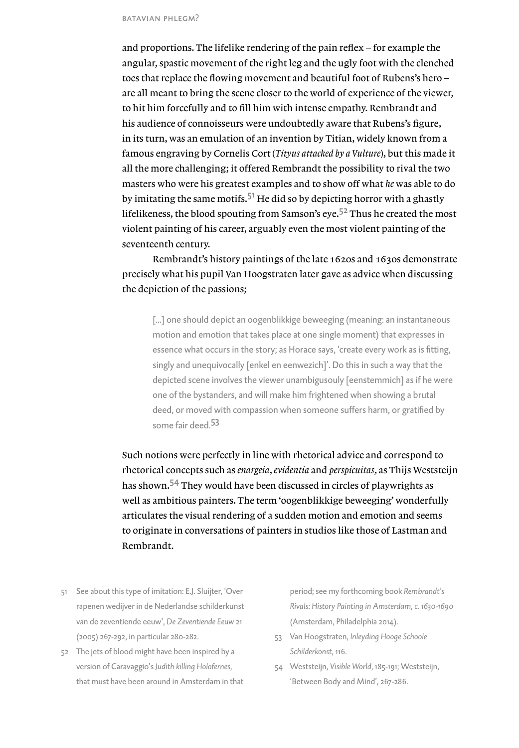and proportions. The lifelike rendering of the pain reflex – for example the angular, spastic movement of the right leg and the ugly foot with the clenched toes that replace the flowing movement and beautiful foot of Rubens's hero – are all meant to bring the scene closer to the world of experience of the viewer, to hit him forcefully and to fill him with intense empathy. Rembrandt and his audience of connoisseurs were undoubtedly aware that Rubens's figure, in its turn, was an emulation of an invention by Titian, widely known from a famous engraving by Cornelis Cort (*Tityus attacked by a Vulture*), but this made it all the more challenging; it offered Rembrandt the possibility to rival the two masters who were his greatest examples and to show off what *he* was able to do by imitating the same motifs.[51] He did so by depicting horror with a ghastly lifelikeness, the blood spouting from Samson's eye.[52] Thus he created the most violent painting of his career, arguably even the most violent painting of the seventeenth century.

Rembrandt's history paintings of the late 1620s and 1630s demonstrate precisely what his pupil Van Hoogstraten later gave as advice when discussing the depiction of the passions;

> [...] one should depict an oogenblikkige beweeging (meaning: an instantaneous motion and emotion that takes place at one single moment) that expresses in essence what occurs in the story; as Horace says, 'create every work as is fitting, singly and unequivocally [enkel en eenwezich]'. Do this in such a way that the depicted scene involves the viewer unambigusouly [eenstemmich] as if he were one of the bystanders, and will make him frightened when showing a brutal deed, or moved with compassion when someone suffers harm, or gratified by some fair deed.[53]

Such notions were perfectly in line with rhetorical advice and correspond to rhetorical concepts such as *enargeia*, *evidentia* and *perspicuitas*, as Thijs Weststeijn has shown.[54] They would have been discussed in circles of playwrights as well as ambitious painters. The term 'oogenblikkige beweeging' wonderfully articulates the visual rendering of a sudden motion and emotion and seems to originate in conversations of painters in studios like those of Lastman and Rembrandt.

51 See about this type of imitation: E.J. Sluijter, 'Over rapenen wedijver in de Nederlandse schilderkunst van de zeventiende eeuw', *De Zeventiende Eeuw* 21 (2005) 267-292, in particular 280-282.

52 The jets of blood might have been inspired by a version of Caravaggio's *Judith killing Holofernes*, that must have been around in Amsterdam in that period; see my forthcoming book *Rembrandt's Rivals: History Painting in Amsterdam, c. 1630-1690* (Amsterdam, Philadelphia 2014).

53 Van Hoogstraten, *Inleyding Hooge Schoole Schilderkonst*, 116.

54 Weststeijn, *Visible World*, 185-191; Weststeijn, 'Between Body and Mind', 267-286.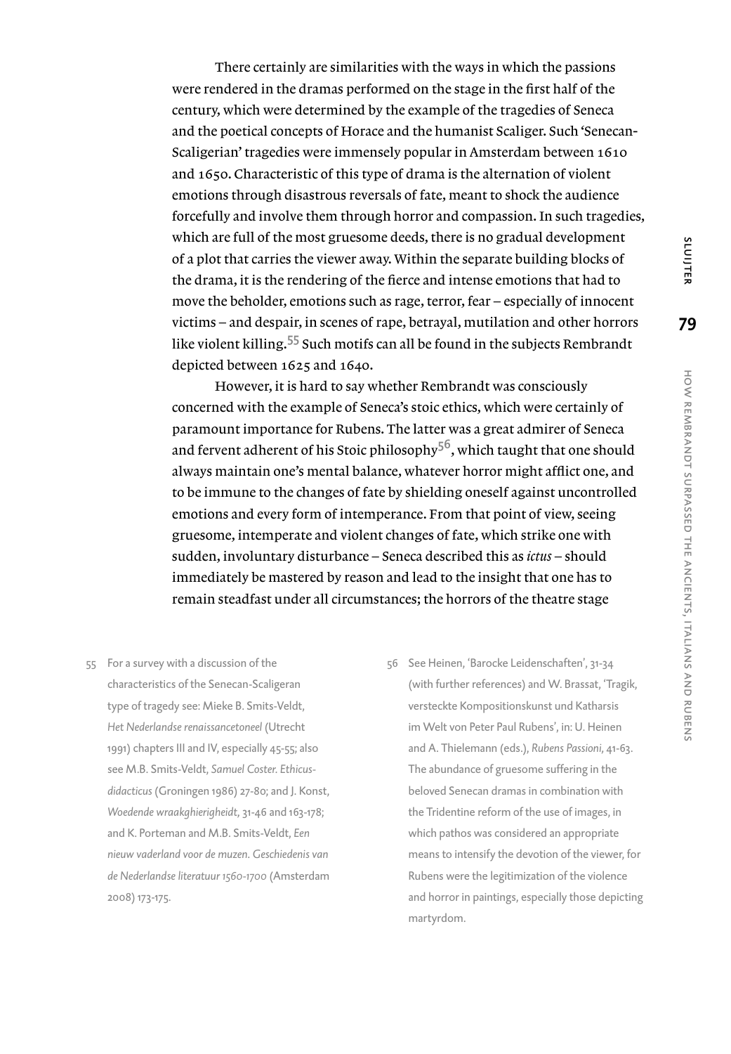There certainly are similarities with the ways in which the passions were rendered in the dramas performed on the stage in the first half of the century, which were determined by the example of the tragedies of Seneca and the poetical concepts of Horace and the humanist Scaliger. Such 'Senecan-Scaligerian' tragedies were immensely popular in Amsterdam between 1610 and 1650. Characteristic of this type of drama is the alternation of violent emotions through disastrous reversals of fate, meant to shock the audience forcefully and involve them through horror and compassion. In such tragedies, which are full of the most gruesome deeds, there is no gradual development of a plot that carries the viewer away. Within the separate building blocks of the drama, it is the rendering of the fierce and intense emotions that had to move the beholder, emotions such as rage, terror, fear – especially of innocent victims – and despair, in scenes of rape, betrayal, mutilation and other horrors like violent killing.[55] Such motifs can all be found in the subjects Rembrandt depicted between 1625 and 1640.

However, it is hard to say whether Rembrandt was consciously concerned with the example of Seneca's stoic ethics, which were certainly of paramount importance for Rubens. The latter was a great admirer of Seneca and fervent adherent of his Stoic philosophy[56], which taught that one should always maintain one's mental balance, whatever horror might afflict one, and to be immune to the changes of fate by shielding oneself against uncontrolled emotions and every form of intemperance. From that point of view, seeing gruesome, intemperate and violent changes of fate, which strike one with sudden, involuntary disturbance – Seneca described this as *ictus* – should immediately be mastered by reason and lead to the insight that one has to remain steadfast under all circumstances; the horrors of the theatre stage

55 For a survey with a discussion of the characteristics of the Senecan-Scaligeran type of tragedy see: Mieke B. Smits-Veldt, *Het Nederlandse renaissancetoneel* (Utrecht 1991) chapters III and IV, especially 45-55; also see M.B. Smits-Veldt, *Samuel Coster. Ethicus-didacticus* (Groningen 1986) 27-80; and J. Konst, *Woedende wraakghierigheidt*, 31-46 and 163-178; and K. Porteman and M.B. Smits-Veldt, *Een nieuw vaderland voor de muzen. Geschiedenis van de Nederlandse literatuur 1560-1700* (Amsterdam 2008) 173-175.

56 See Heinen, 'Barocke Leidenschaften', 31-34 (with further references) and W. Brassat, 'Tragik, versteckte Kompositionskunst und Katharsis im Welt von Peter Paul Rubens', in: U. Heinen and A. Thielemann (eds.), *Rubens Passioni*, 41-63. The abundance of gruesome suffering in the beloved Senecan dramas in combination with the Tridentine reform of the use of images, in which pathos was considered an appropriate means to intensify the devotion of the viewer, for Rubens were the legitimization of the violence and horror in paintings, especially those depicting martyrdom.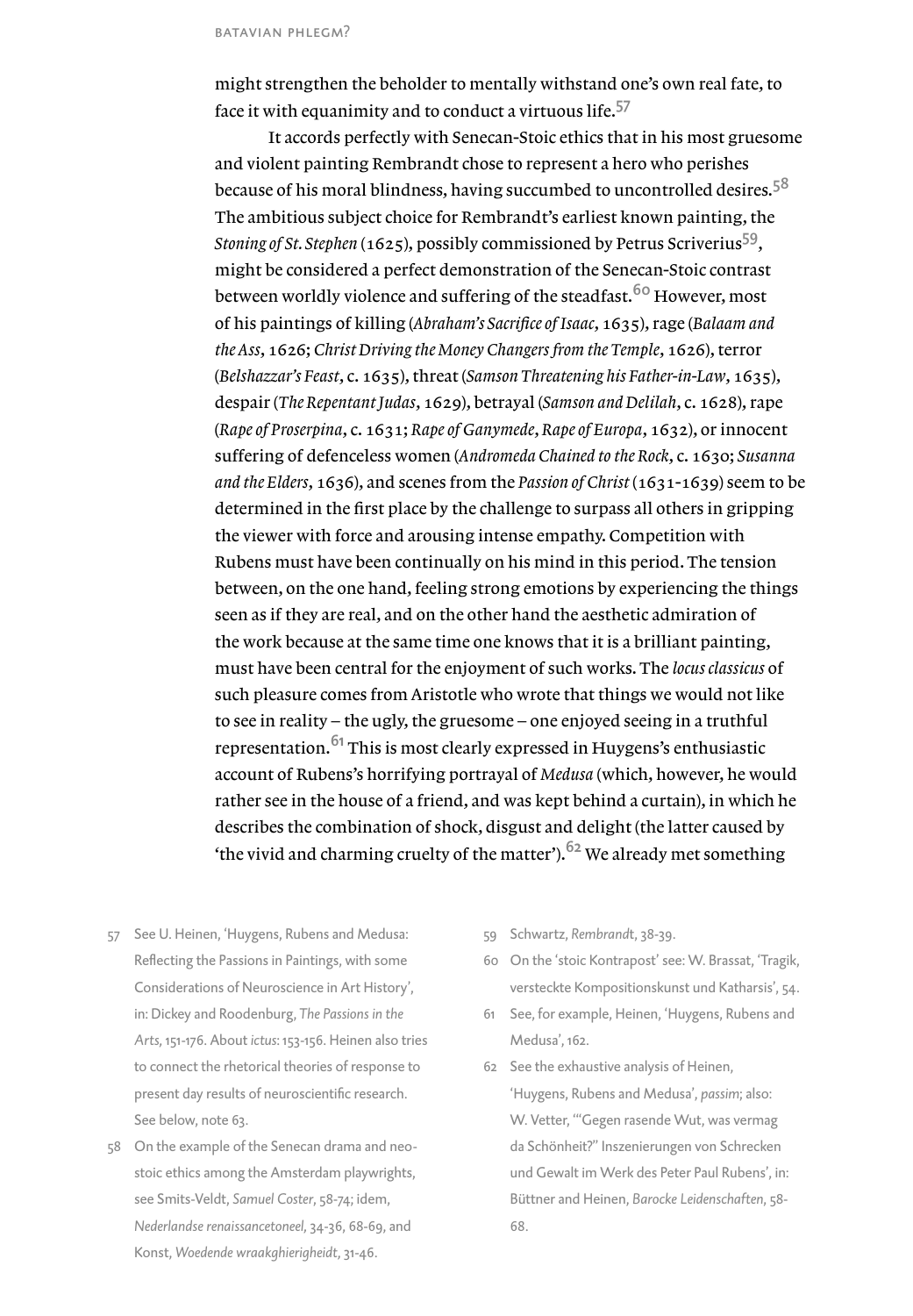might strengthen the beholder to mentally withstand one's own real fate, to face it with equanimity and to conduct a virtuous life.[57]

It accords perfectly with Senecan-Stoic ethics that in his most gruesome and violent painting Rembrandt chose to represent a hero who perishes because of his moral blindness, having succumbed to uncontrolled desires.[58] The ambitious subject choice for Rembrandt's earliest known painting, the *Stoning of St. Stephen* (1625), possibly commissioned by Petrus Scriverius[59], might be considered a perfect demonstration of the Senecan-Stoic contrast between worldly violence and suffering of the steadfast.[60] However, most of his paintings of killing (*Abraham's Sacrifice of Isaac*, 1635), rage (*Balaam and the Ass*, 1626; *Christ Driving the Money Changers from the Temple*, 1626), terror (*Belshazzar's Feast*, c. 1635), threat (*Samson Threatening his Father-in-Law*, 1635), despair (*The Repentant Judas*, 1629), betrayal (*Samson and Delilah*, c. 1628), rape (*Rape of Proserpina*, c. 1631; *Rape of Ganymede*, *Rape of Europa*, 1632), or innocent suffering of defenceless women (*Andromeda Chained to the Rock*, c. 1630; *Susanna and the Elders*, 1636), and scenes from the *Passion of Christ* (1631-1639) seem to be determined in the first place by the challenge to surpass all others in gripping the viewer with force and arousing intense empathy. Competition with Rubens must have been continually on his mind in this period. The tension between, on the one hand, feeling strong emotions by experiencing the things seen as if they are real, and on the other hand the aesthetic admiration of the work because at the same time one knows that it is a brilliant painting, must have been central for the enjoyment of such works. The *locus classicus* of such pleasure comes from Aristotle who wrote that things we would not like to see in reality – the ugly, the gruesome – one enjoyed seeing in a truthful representation.[61] This is most clearly expressed in Huygens's enthusiastic account of Rubens's horrifying portrayal of *Medusa* (which, however, he would rather see in the house of a friend, and was kept behind a curtain), in which he describes the combination of shock, disgust and delight (the latter caused by 'the vivid and charming cruelty of the matter').[62] We already met something

57 See U. Heinen, 'Huygens, Rubens and Medusa: Reflecting the Passions in Paintings, with some Considerations of Neuroscience in Art History', in: Dickey and Roodenburg, *The Passions in the Arts*, 151-176. About *ictus*: 153-156. Heinen also tries to connect the rhetorical theories of response to present day results of neuroscientific research. See below, note 63.

58 On the example of the Senecan drama and neo-stoic ethics among the Amsterdam playwrights, see Smits-Veldt, *Samuel Coster*, 58-74; idem, *Nederlandse renaissancetoneel*, 34-36, 68-69, and Konst, *Woedende wraakghierigheidt*, 31-46.

59 Schwartz, *Rembrandt*, 38-39.

60 On the 'stoic Kontrapost' see: W. Brassat, 'Tragik, versteckte Kompositionskunst und Katharsis', 54.

61 See, for example, Heinen, 'Huygens, Rubens and Medusa', 162.

62 See the exhaustive analysis of Heinen, 'Huygens, Rubens and Medusa', *passim*; also: W. Vetter, '"Gegen rasende Wut, was vermag da Schönheit?" Inszenierungen von Schrecken und Gewalt im Werk des Peter Paul Rubens', in: Büttner and Heinen, *Barocke Leidenschaften*, 58-68.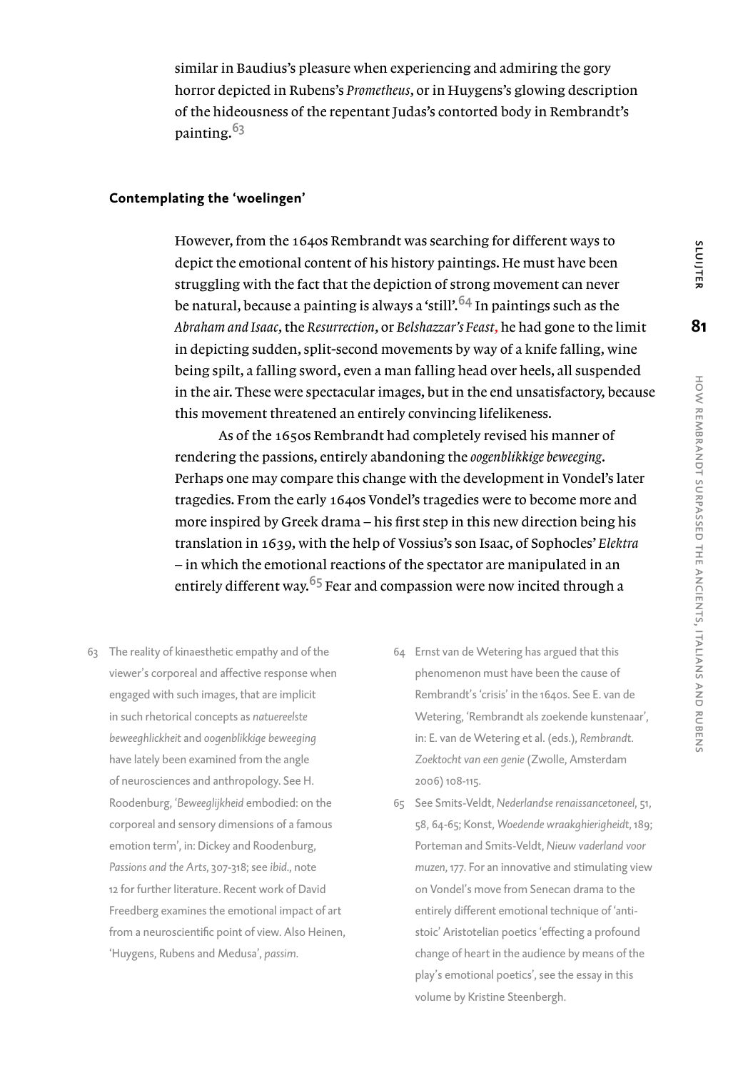similar in Baudius's pleasure when experiencing and admiring the gory horror depicted in Rubens's *Prometheus*, or in Huygens's glowing description of the hideousness of the repentant Judas's contorted body in Rembrandt's painting.[63]

## Contemplating the 'woelingen'

However, from the 1640s Rembrandt was searching for different ways to depict the emotional content of his history paintings. He must have been struggling with the fact that the depiction of strong movement can never be natural, because a painting is always a 'still'.[64] In paintings such as the *Abraham and Isaac*, the *Resurrection*, or *Belshazzar's Feast*, he had gone to the limit in depicting sudden, split-second movements by way of a knife falling, wine being spilt, a falling sword, even a man falling head over heels, all suspended in the air. These were spectacular images, but in the end unsatisfactory, because this movement threatened an entirely convincing lifelikeness.

As of the 1650s Rembrandt had completely revised his manner of rendering the passions, entirely abandoning the *oogenblikkige beweeging*. Perhaps one may compare this change with the development in Vondel's later tragedies. From the early 1640s Vondel's tragedies were to become more and more inspired by Greek drama – his first step in this new direction being his translation in 1639, with the help of Vossius's son Isaac, of Sophocles' *Elektra* – in which the emotional reactions of the spectator are manipulated in an entirely different way.[65] Fear and compassion were now incited through a

63 The reality of kinaesthetic empathy and of the viewer's corporeal and affective response when engaged with such images, that are implicit in such rhetorical concepts as *natuereelste beweeghlickheit* and *oogenblikkige beweeging* have lately been examined from the angle of neurosciences and anthropology. See H. Roodenburg, '*Beweeglijkheid* embodied: on the corporeal and sensory dimensions of a famous emotion term', in: Dickey and Roodenburg, *Passions and the Arts*, 307-318; see *ibid*., note 12 for further literature. Recent work of David Freedberg examines the emotional impact of art from a neuroscientific point of view. Also Heinen, 'Huygens, Rubens and Medusa', *passim*.

64 Ernst van de Wetering has argued that this phenomenon must have been the cause of Rembrandt's 'crisis' in the 1640s. See E. van de Wetering, 'Rembrandt als zoekende kunstenaar', in: E. van de Wetering et al. (eds.), *Rembrandt. Zoektocht van een genie* (Zwolle, Amsterdam 2006) 108-115.

65 See Smits-Veldt, *Nederlandse renaissancetoneel*, 51, 58, 64-65; Konst, *Woedende wraakghierigheidt*, 189; Porteman and Smits-Veldt, *Nieuw vaderland voor muzen*, 177. For an innovative and stimulating view on Vondel's move from Senecan drama to the entirely different emotional technique of 'anti-stoic' Aristotelian poetics 'effecting a profound change of heart in the audience by means of the play's emotional poetics', see the essay in this volume by Kristine Steenbergh.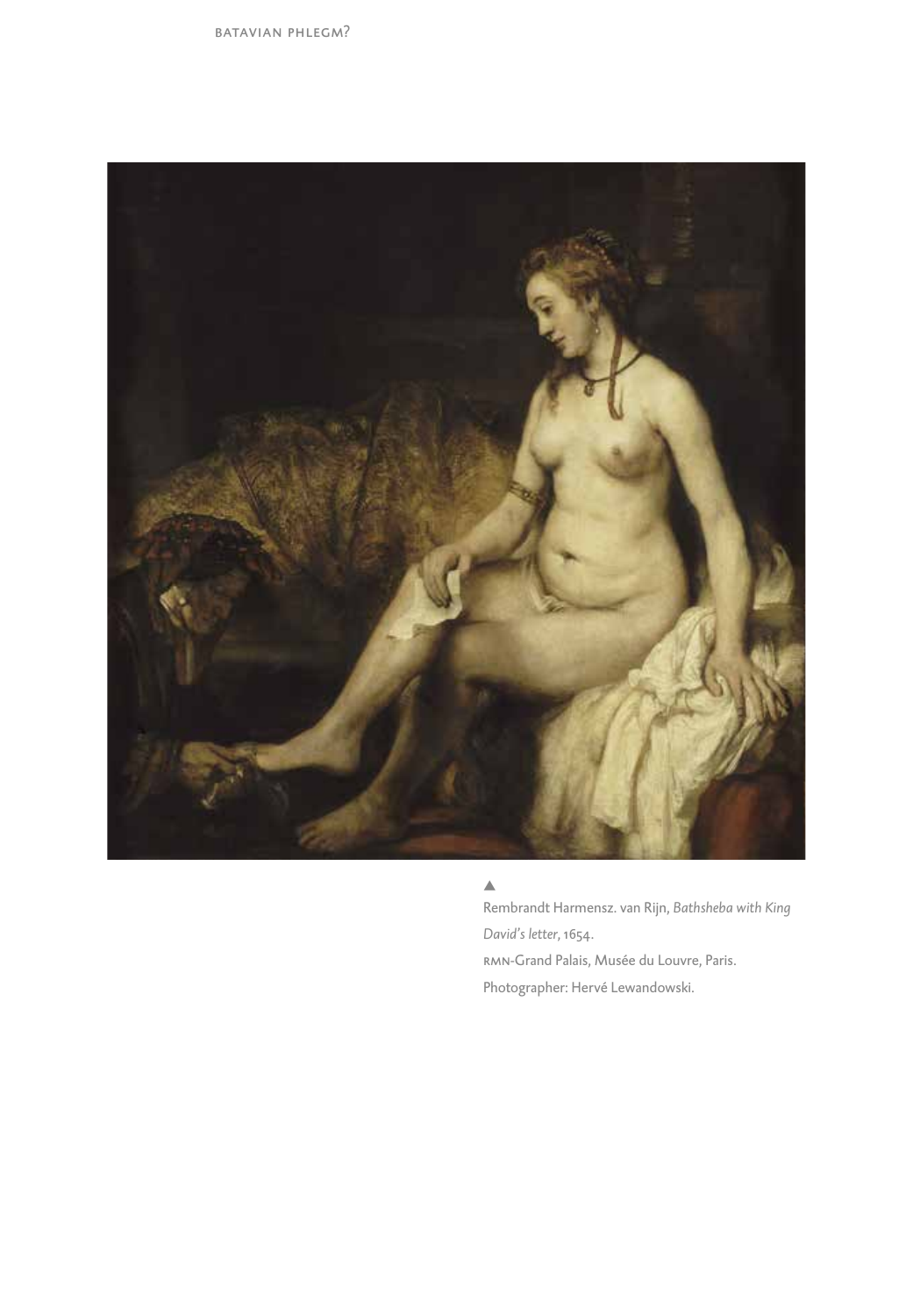▲
Rembrandt Harmensz. van Rijn, *Bathsheba with King David's letter*, 1654.
RMN-Grand Palais, Musée du Louvre, Paris.
Photographer: Hervé Lewandowski.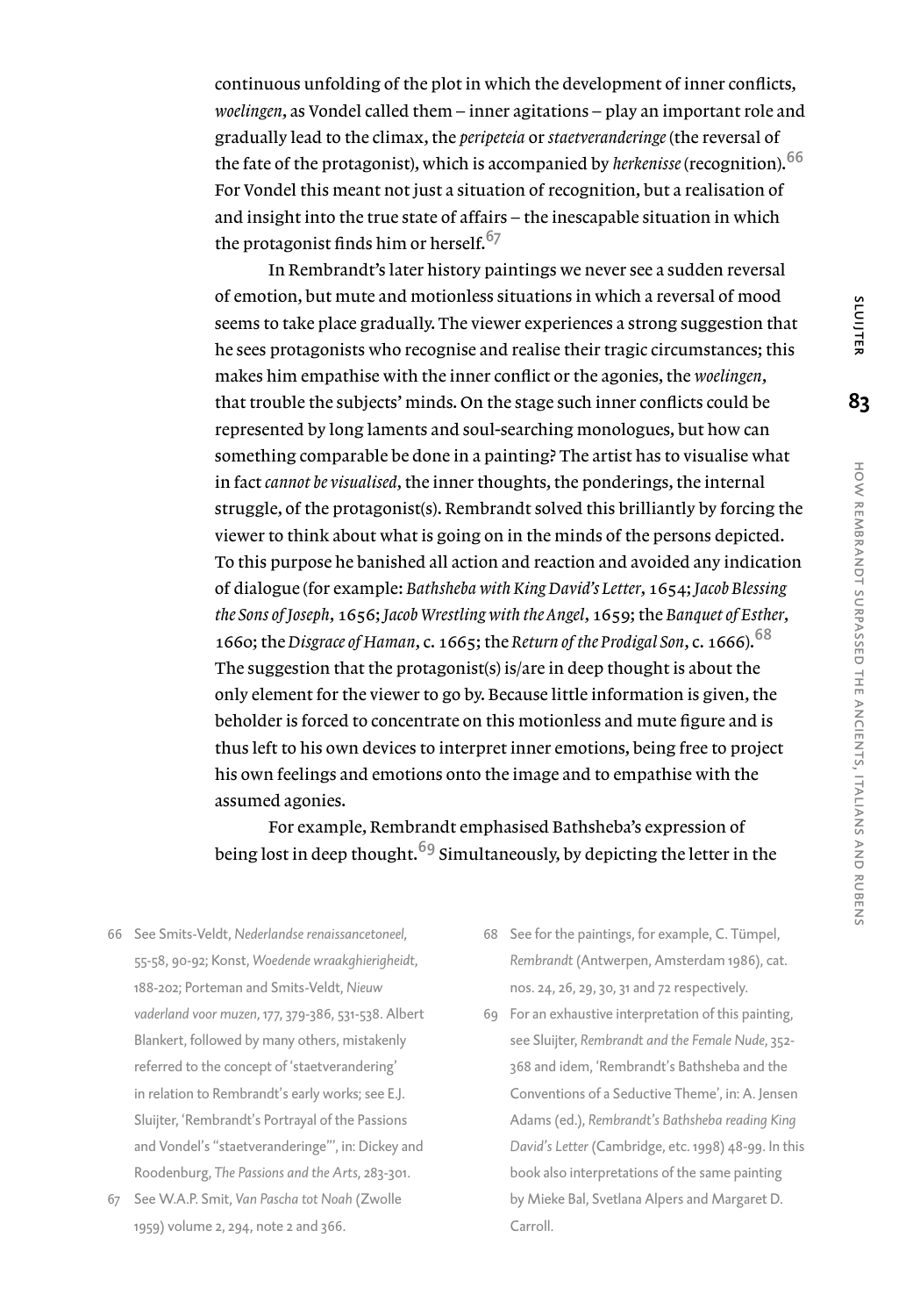continuous unfolding of the plot in which the development of inner conflicts, *woelingen*, as Vondel called them – inner agitations – play an important role and gradually lead to the climax, the *peripeteia* or *staetveranderinge* (the reversal of the fate of the protagonist), which is accompanied by *herkenisse* (recognition).[66] For Vondel this meant not just a situation of recognition, but a realisation of and insight into the true state of affairs – the inescapable situation in which the protagonist finds him or herself.[67]

In Rembrandt's later history paintings we never see a sudden reversal of emotion, but mute and motionless situations in which a reversal of mood seems to take place gradually. The viewer experiences a strong suggestion that he sees protagonists who recognise and realise their tragic circumstances; this makes him empathise with the inner conflict or the agonies, the *woelingen*, that trouble the subjects' minds. On the stage such inner conflicts could be represented by long laments and soul-searching monologues, but how can something comparable be done in a painting? The artist has to visualise what in fact *cannot be visualised*, the inner thoughts, the ponderings, the internal struggle, of the protagonist(s). Rembrandt solved this brilliantly by forcing the viewer to think about what is going on in the minds of the persons depicted. To this purpose he banished all action and reaction and avoided any indication of dialogue (for example: *Bathsheba with King David's Letter*, 1654; *Jacob Blessing the Sons of Joseph*, 1656; *Jacob Wrestling with the Angel*, 1659; the *Banquet of Esther*, 1660; the *Disgrace of Haman*, c. 1665; the *Return of the Prodigal Son*, c. 1666).[68] The suggestion that the protagonist(s) is/are in deep thought is about the only element for the viewer to go by. Because little information is given, the beholder is forced to concentrate on this motionless and mute figure and is thus left to his own devices to interpret inner emotions, being free to project his own feelings and emotions onto the image and to empathise with the assumed agonies.

For example, Rembrandt emphasised Bathsheba's expression of being lost in deep thought.[69] Simultaneously, by depicting the letter in the

66 See Smits-Veldt, *Nederlandse renaissancetoneel*, 55-58, 90-92; Konst, *Woedende wraakghierigheidt*, 188-202; Porteman and Smits-Veldt, *Nieuw vaderland voor muzen*, 177, 379-386, 531-538. Albert Blankert, followed by many others, mistakenly referred to the concept of 'staetverandering' in relation to Rembrandt's early works; see E.J. Sluijter, 'Rembrandt's Portrayal of the Passions and Vondel's "staetveranderinge"', in: Dickey and Roodenburg, *The Passions and the Arts*, 283-301.

67 See W.A.P. Smit, *Van Pascha tot Noah* (Zwolle 1959) volume 2, 294, note 2 and 366.

68 See for the paintings, for example, C. Tümpel, *Rembrandt* (Antwerpen, Amsterdam 1986), cat. nos. 24, 26, 29, 30, 31 and 72 respectively.

69 For an exhaustive interpretation of this painting, see Sluijter, *Rembrandt and the Female Nude*, 352-368 and idem, 'Rembrandt's Bathsheba and the Conventions of a Seductive Theme', in: A. Jensen Adams (ed.), *Rembrandt's Bathsheba reading King David's Letter* (Cambridge, etc. 1998) 48-99. In this book also interpretations of the same painting by Mieke Bal, Svetlana Alpers and Margaret D. Carroll.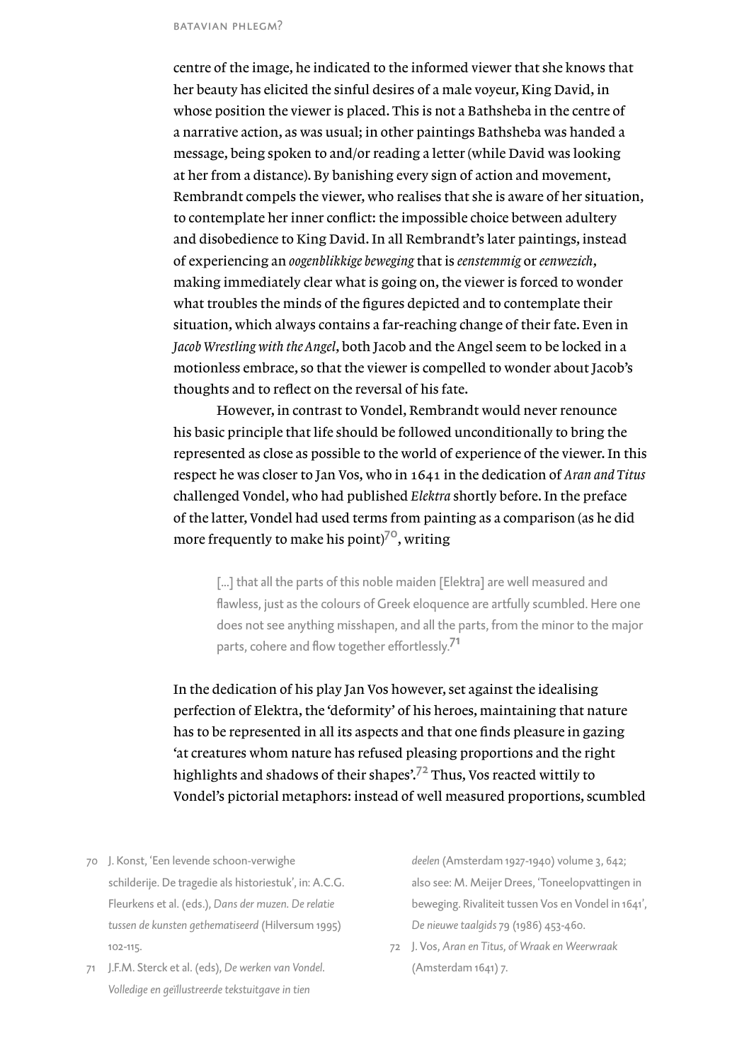centre of the image, he indicated to the informed viewer that she knows that her beauty has elicited the sinful desires of a male voyeur, King David, in whose position the viewer is placed. This is not a Bathsheba in the centre of a narrative action, as was usual; in other paintings Bathsheba was handed a message, being spoken to and/or reading a letter (while David was looking at her from a distance). By banishing every sign of action and movement, Rembrandt compels the viewer, who realises that she is aware of her situation, to contemplate her inner conflict: the impossible choice between adultery and disobedience to King David. In all Rembrandt's later paintings, instead of experiencing an *oogenblikkige beweging* that is *eenstemmig* or *eenwezich*, making immediately clear what is going on, the viewer is forced to wonder what troubles the minds of the figures depicted and to contemplate their situation, which always contains a far-reaching change of their fate. Even in *Jacob Wrestling with the Angel*, both Jacob and the Angel seem to be locked in a motionless embrace, so that the viewer is compelled to wonder about Jacob's thoughts and to reflect on the reversal of his fate.

However, in contrast to Vondel, Rembrandt would never renounce his basic principle that life should be followed unconditionally to bring the represented as close as possible to the world of experience of the viewer. In this respect he was closer to Jan Vos, who in 1641 in the dedication of *Aran and Titus* challenged Vondel, who had published *Elektra* shortly before. In the preface of the latter, Vondel had used terms from painting as a comparison (as he did more frequently to make his point)[70], writing

> [...] that all the parts of this noble maiden [Elektra] are well measured and flawless, just as the colours of Greek eloquence are artfully scumbled. Here one does not see anything misshapen, and all the parts, from the minor to the major parts, cohere and flow together effortlessly.[71]

In the dedication of his play Jan Vos however, set against the idealising perfection of Elektra, the 'deformity' of his heroes, maintaining that nature has to be represented in all its aspects and that one finds pleasure in gazing 'at creatures whom nature has refused pleasing proportions and the right highlights and shadows of their shapes'.[72] Thus, Vos reacted wittily to Vondel's pictorial metaphors: instead of well measured proportions, scumbled

70 J. Konst, 'Een levende schoon-verwighe schilderije. De tragedie als historiestuk', in: A.C.G. Fleurkens et al. (eds.), *Dans der muzen. De relatie tussen de kunsten gethematiseerd* (Hilversum 1995) 102-115.

71 J.F.M. Sterck et al. (eds), *De werken van Vondel. Volledige en geïllustreerde tekstuitgave in tien deelen* (Amsterdam 1927-1940) volume 3, 642; also see: M. Meijer Drees, 'Toneelopvattingen in beweging. Rivaliteit tussen Vos en Vondel in 1641', *De nieuwe taalgids* 79 (1986) 453-460.

72 J. Vos, *Aran en Titus, of Wraak en Weerwraak* (Amsterdam 1641) 7.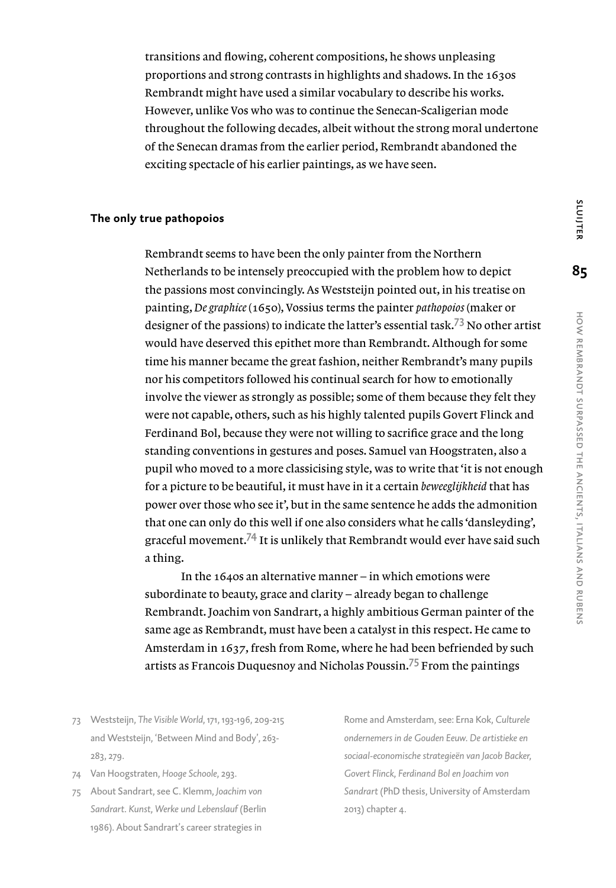transitions and flowing, coherent compositions, he shows unpleasing proportions and strong contrasts in highlights and shadows. In the 1630s Rembrandt might have used a similar vocabulary to describe his works. However, unlike Vos who was to continue the Senecan-Scaligerian mode throughout the following decades, albeit without the strong moral undertone of the Senecan dramas from the earlier period, Rembrandt abandoned the exciting spectacle of his earlier paintings, as we have seen.

**The only true pathopoios**

Rembrandt seems to have been the only painter from the Northern Netherlands to be intensely preoccupied with the problem how to depict the passions most convincingly. As Weststeijn pointed out, in his treatise on painting, *De graphice* (1650), Vossius terms the painter *pathopoios* (maker or designer of the passions) to indicate the latter's essential task.[73] No other artist would have deserved this epithet more than Rembrandt. Although for some time his manner became the great fashion, neither Rembrandt's many pupils nor his competitors followed his continual search for how to emotionally involve the viewer as strongly as possible; some of them because they felt they were not capable, others, such as his highly talented pupils Govert Flinck and Ferdinand Bol, because they were not willing to sacrifice grace and the long standing conventions in gestures and poses. Samuel van Hoogstraten, also a pupil who moved to a more classicising style, was to write that 'it is not enough for a picture to be beautiful, it must have in it a certain *beweeglijkheid* that has power over those who see it', but in the same sentence he adds the admonition that one can only do this well if one also considers what he calls 'dansleyding', graceful movement.[74] It is unlikely that Rembrandt would ever have said such a thing.

In the 1640s an alternative manner – in which emotions were subordinate to beauty, grace and clarity – already began to challenge Rembrandt. Joachim von Sandrart, a highly ambitious German painter of the same age as Rembrandt, must have been a catalyst in this respect. He came to Amsterdam in 1637, fresh from Rome, where he had been befriended by such artists as Francois Duquesnoy and Nicholas Poussin.[75] From the paintings

73 Weststeijn, *The Visible World*, 171, 193-196, 209-215 and Weststeijn, 'Between Mind and Body', 263-283, 279.

74 Van Hoogstraten, *Hooge Schoole*, 293.

75 About Sandrart, see C. Klemm, *Joachim von Sandrart. Kunst, Werke und Lebenslauf* (Berlin 1986). About Sandrart's career strategies in Rome and Amsterdam, see: Erna Kok, *Culturele ondernemers in de Gouden Eeuw. De artistieke en sociaal-economische strategieën van Jacob Backer, Govert Flinck, Ferdinand Bol en Joachim von Sandrart* (PhD thesis, University of Amsterdam 2013) chapter 4.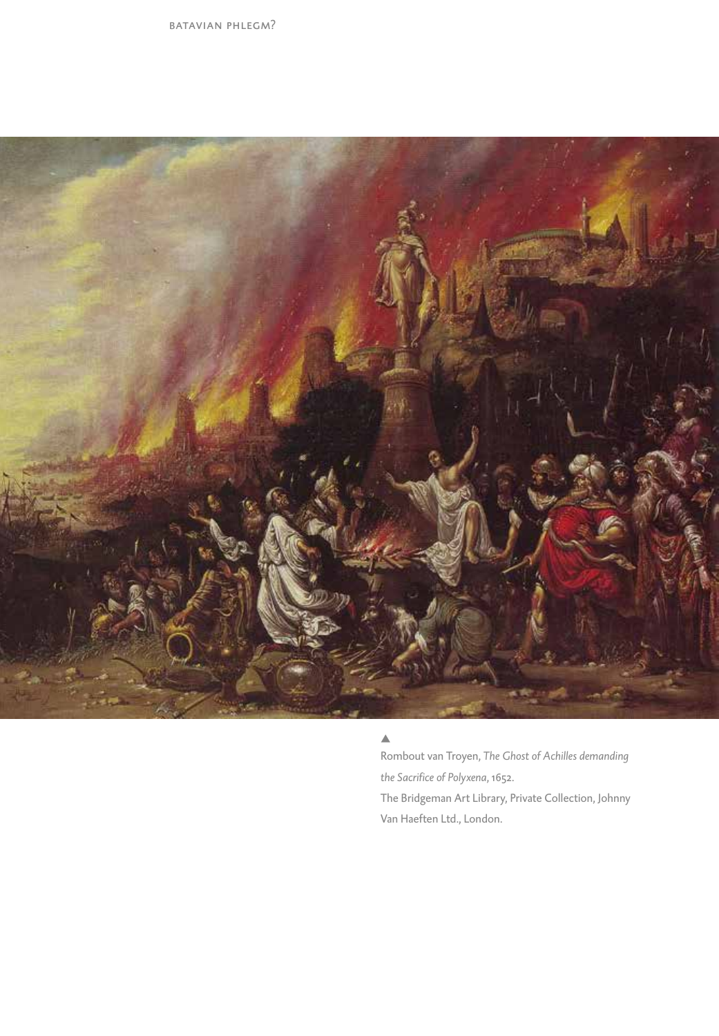▲
Rombout van Troyen, *The Ghost of Achilles demanding the Sacrifice of Polyxena*, 1652.
The Bridgeman Art Library, Private Collection, Johnny Van Haeften Ltd., London.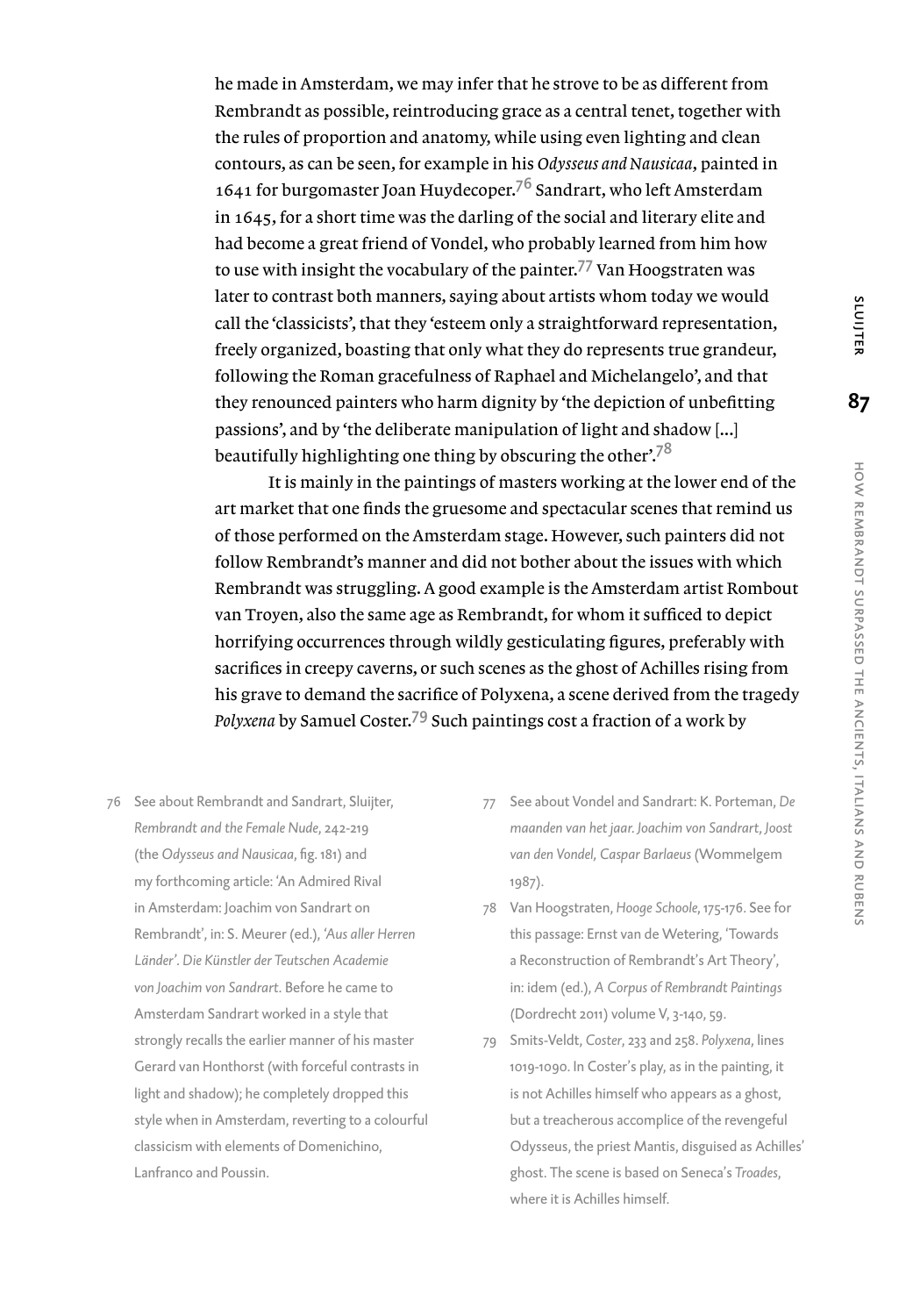he made in Amsterdam, we may infer that he strove to be as different from Rembrandt as possible, reintroducing grace as a central tenet, together with the rules of proportion and anatomy, while using even lighting and clean contours, as can be seen, for example in his *Odysseus and Nausicaa*, painted in 1641 for burgomaster Joan Huydecoper.[76] Sandrart, who left Amsterdam in 1645, for a short time was the darling of the social and literary elite and had become a great friend of Vondel, who probably learned from him how to use with insight the vocabulary of the painter.[77] Van Hoogstraten was later to contrast both manners, saying about artists whom today we would call the 'classicists', that they 'esteem only a straightforward representation, freely organized, boasting that only what they do represents true grandeur, following the Roman gracefulness of Raphael and Michelangelo', and that they renounced painters who harm dignity by 'the depiction of unbefitting passions', and by 'the deliberate manipulation of light and shadow [...] beautifully highlighting one thing by obscuring the other'.[78]

It is mainly in the paintings of masters working at the lower end of the art market that one finds the gruesome and spectacular scenes that remind us of those performed on the Amsterdam stage. However, such painters did not follow Rembrandt's manner and did not bother about the issues with which Rembrandt was struggling. A good example is the Amsterdam artist Rombout van Troyen, also the same age as Rembrandt, for whom it sufficed to depict horrifying occurrences through wildly gesticulating figures, preferably with sacrifices in creepy caverns, or such scenes as the ghost of Achilles rising from his grave to demand the sacrifice of Polyxena, a scene derived from the tragedy *Polyxena* by Samuel Coster.[79] Such paintings cost a fraction of a work by

---

76 See about Rembrandt and Sandrart, Sluijter, *Rembrandt and the Female Nude*, 242-219 (the *Odysseus and Nausicaa*, fig. 181) and my forthcoming article: 'An Admired Rival in Amsterdam: Joachim von Sandrart on Rembrandt', in: S. Meurer (ed.), *'Aus aller Herren Länder'. Die Künstler der Teutschen Academie von Joachim von Sandrart*. Before he came to Amsterdam Sandrart worked in a style that strongly recalls the earlier manner of his master Gerard van Honthorst (with forceful contrasts in light and shadow); he completely dropped this style when in Amsterdam, reverting to a colourful classicism with elements of Domenichino, Lanfranco and Poussin.

77 See about Vondel and Sandrart: K. Porteman, *De maanden van het jaar. Joachim von Sandrart, Joost van den Vondel, Caspar Barlaeus* (Wommelgem 1987).

78 Van Hoogstraten, *Hooge Schoole*, 175-176. See for this passage: Ernst van de Wetering, 'Towards a Reconstruction of Rembrandt's Art Theory', in: idem (ed.), *A Corpus of Rembrandt Paintings* (Dordrecht 2011) volume V, 3-140, 59.

79 Smits-Veldt, *Coster*, 233 and 258. *Polyxena*, lines 1019-1090. In Coster's play, as in the painting, it is not Achilles himself who appears as a ghost, but a treacherous accomplice of the revengeful Odysseus, the priest Mantis, disguised as Achilles' ghost. The scene is based on Seneca's *Troades*, where it is Achilles himself.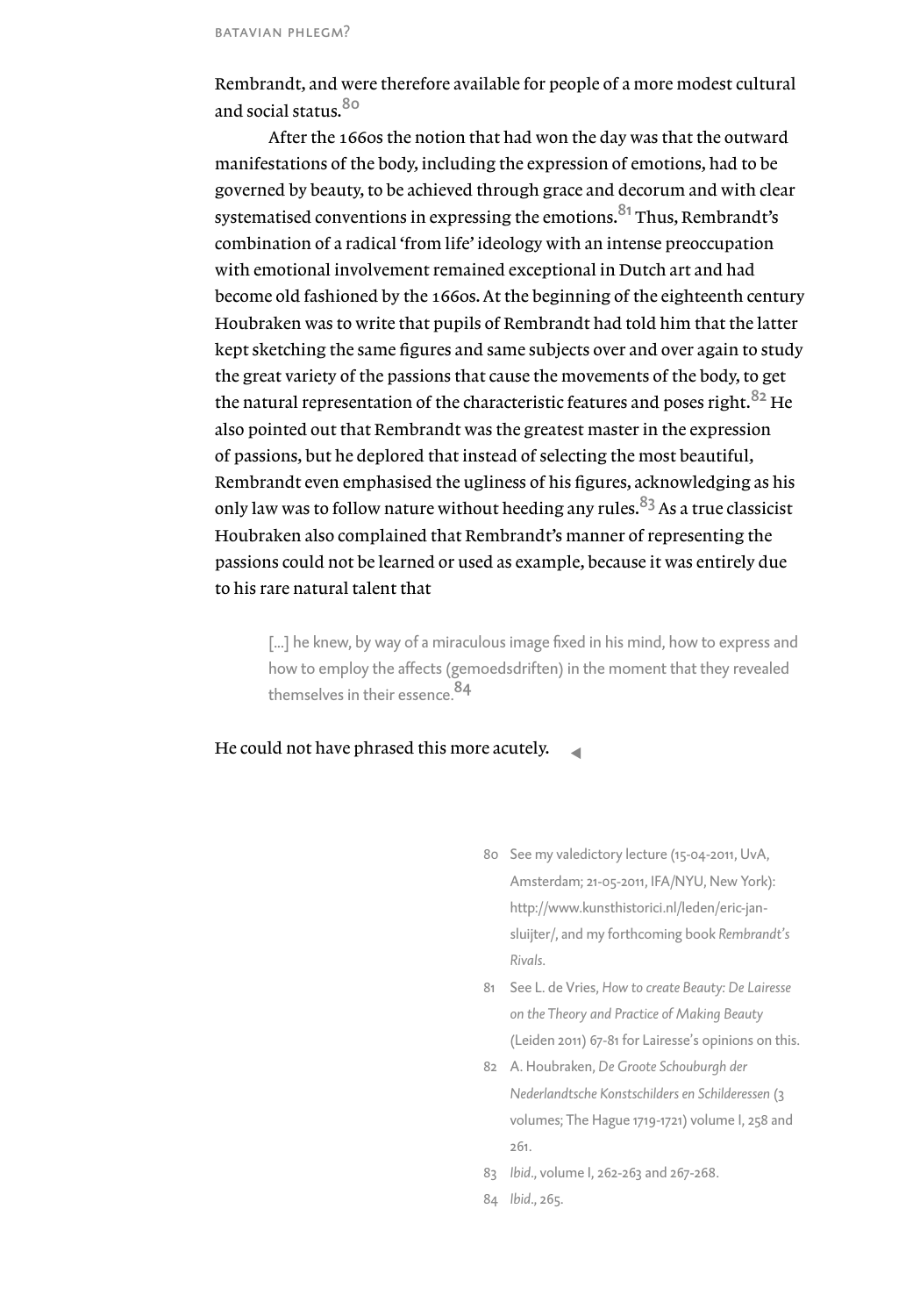Rembrandt, and were therefore available for people of a more modest cultural and social status.[80]

After the 1660s the notion that had won the day was that the outward manifestations of the body, including the expression of emotions, had to be governed by beauty, to be achieved through grace and decorum and with clear systematised conventions in expressing the emotions.[81] Thus, Rembrandt's combination of a radical 'from life' ideology with an intense preoccupation with emotional involvement remained exceptional in Dutch art and had become old fashioned by the 1660s. At the beginning of the eighteenth century Houbraken was to write that pupils of Rembrandt had told him that the latter kept sketching the same figures and same subjects over and over again to study the great variety of the passions that cause the movements of the body, to get the natural representation of the characteristic features and poses right.[82] He also pointed out that Rembrandt was the greatest master in the expression of passions, but he deplored that instead of selecting the most beautiful, Rembrandt even emphasised the ugliness of his figures, acknowledging as his only law was to follow nature without heeding any rules.[83] As a true classicist Houbraken also complained that Rembrandt's manner of representing the passions could not be learned or used as example, because it was entirely due to his rare natural talent that

> [...] he knew, by way of a miraculous image fixed in his mind, how to express and how to employ the affects (gemoedsdriften) in the moment that they revealed themselves in their essence.[84]

He could not have phrased this more acutely.

80 See my valedictory lecture (15-04-2011, UvA, Amsterdam; 21-05-2011, IFA/NYU, New York): http://www.kunsthistorici.nl/leden/eric-jan-sluijter/, and my forthcoming book *Rembrandt's Rivals*.

81 See L. de Vries, *How to create Beauty: De Lairesse on the Theory and Practice of Making Beauty* (Leiden 2011) 67-81 for Lairesse's opinions on this.

82 A. Houbraken, *De Groote Schouburgh der Nederlandtsche Konstschilders en Schilderessen* (3 volumes; The Hague 1719-1721) volume I, 258 and 261.

83 *Ibid*., volume I, 262-263 and 267-268.

84 *Ibid*., 265.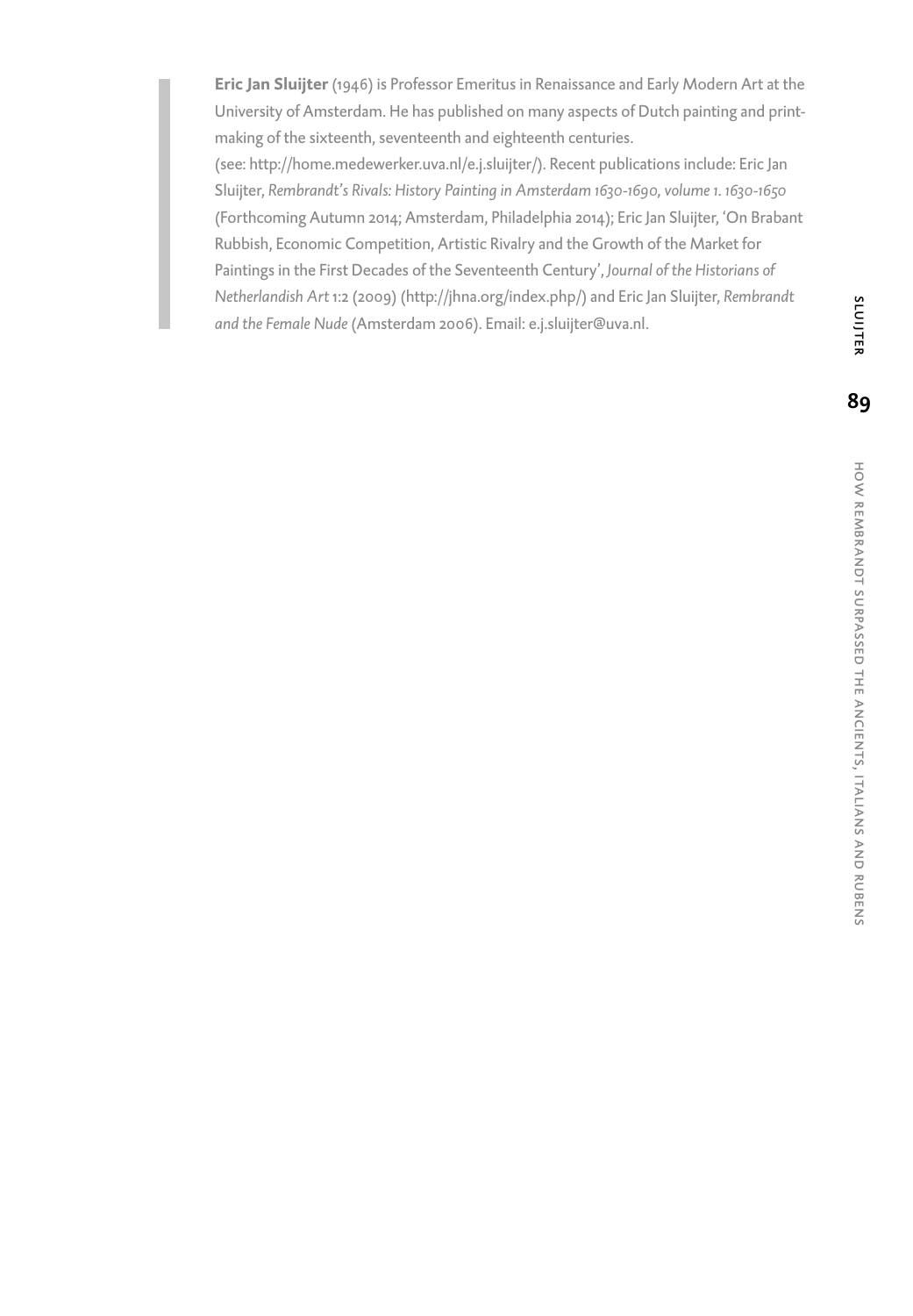**Eric Jan Sluijter** (1946) is Professor Emeritus in Renaissance and Early Modern Art at the University of Amsterdam. He has published on many aspects of Dutch painting and printmaking of the sixteenth, seventeenth and eighteenth centuries.
(see: http://home.medewerker.uva.nl/e.j.sluijter/). Recent publications include: Eric Jan Sluijter, *Rembrandt's Rivals: History Painting in Amsterdam 1630-1690, volume 1. 1630-1650* (Forthcoming Autumn 2014; Amsterdam, Philadelphia 2014); Eric Jan Sluijter, 'On Brabant Rubbish, Economic Competition, Artistic Rivalry and the Growth of the Market for Paintings in the First Decades of the Seventeenth Century', *Journal of the Historians of Netherlandish Art* 1:2 (2009) (http://jhna.org/index.php/) and Eric Jan Sluijter, *Rembrandt and the Female Nude* (Amsterdam 2006). Email: e.j.sluijter@uva.nl.